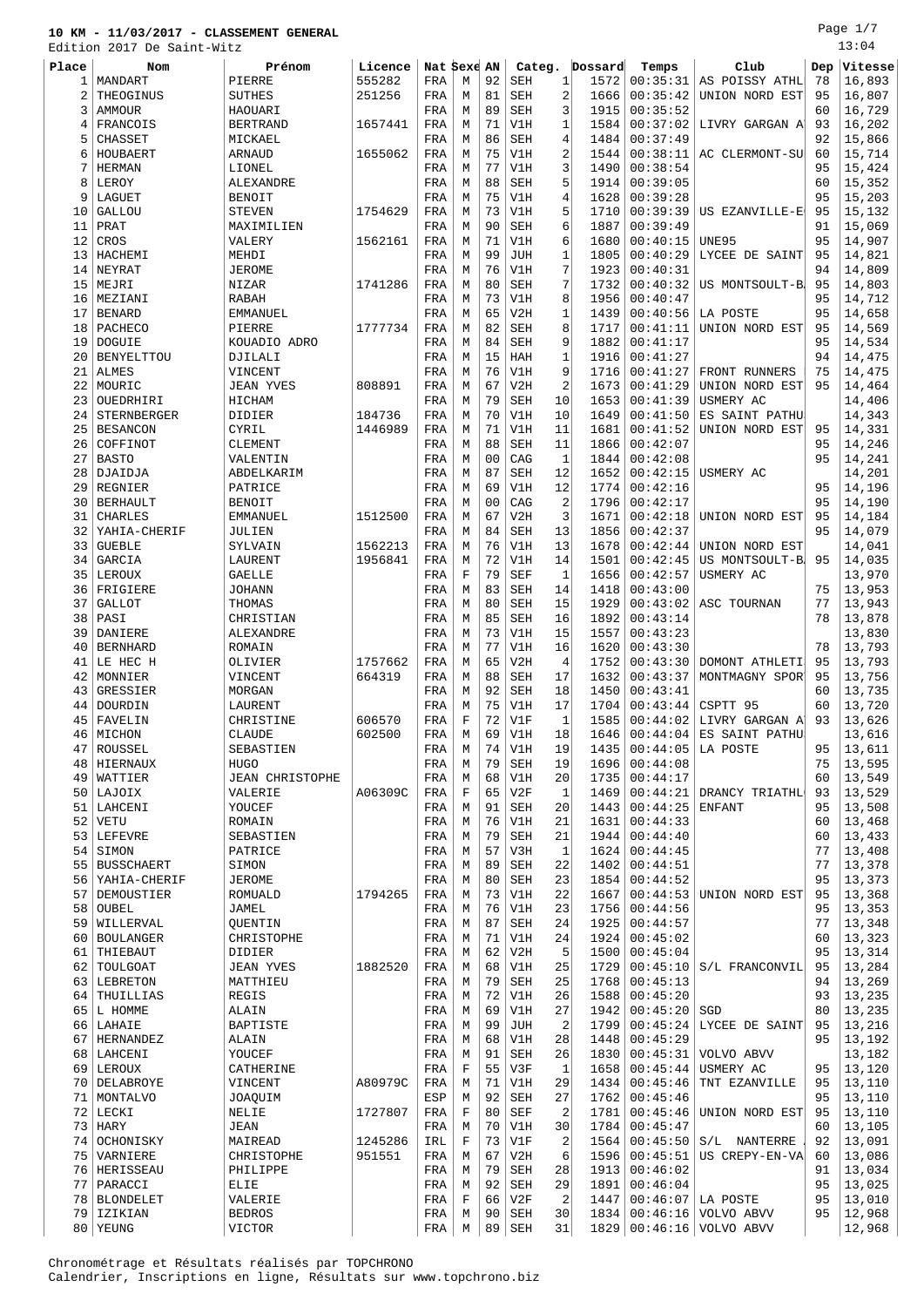# 10 KM - 11/03/2017 - CLASSEMENT GENERAL

Edition 2017 De Saint-Witz

13:04

| Place | Nom | Prénom | Licence | Nat | Sexe | AN | Categ. | | Dossard | Temps | Club | Dep | Vitesse |
|---|---|---|---|---|---|---|---|---|---|---|---|---|---|
| 1 | MANDART | PIERRE | 555282 | FRA | M | 92 | SEH | 1 | 1572 | 00:35:31 | AS POISSY ATHL | 78 | 16,893 |
| 2 | THEOGINUS | SUTHES | 251256 | FRA | M | 81 | SEH | 2 | 1666 | 00:35:42 | UNION NORD EST | 95 | 16,807 |
| 3 | AMMOUR | HAOUARI | | FRA | M | 89 | SEH | 3 | 1915 | 00:35:52 | | 60 | 16,729 |
| 4 | FRANCOIS | BERTRAND | 1657441 | FRA | M | 71 | V1H | 1 | 1584 | 00:37:02 | LIVRY GARGAN A | 93 | 16,202 |
| 5 | CHASSET | MICKAEL | | FRA | M | 86 | SEH | 4 | 1484 | 00:37:49 | | 92 | 15,866 |
| 6 | HOUBAERT | ARNAUD | 1655062 | FRA | M | 75 | V1H | 2 | 1544 | 00:38:11 | AC CLERMONT-SU | 60 | 15,714 |
| 7 | HERMAN | LIONEL | | FRA | M | 77 | V1H | 3 | 1490 | 00:38:54 | | 95 | 15,424 |
| 8 | LEROY | ALEXANDRE | | FRA | M | 88 | SEH | 5 | 1914 | 00:39:05 | | 60 | 15,352 |
| 9 | LAGUET | BENOIT | | FRA | M | 75 | V1H | 4 | 1628 | 00:39:28 | | 95 | 15,203 |
| 10 | GALLOU | STEVEN | 1754629 | FRA | M | 73 | V1H | 5 | 1710 | 00:39:39 | US EZANVILLE-E | 95 | 15,132 |
| 11 | PRAT | MAXIMILIEN | | FRA | M | 90 | SEH | 6 | 1887 | 00:39:49 | | 91 | 15,069 |
| 12 | CROS | VALERY | 1562161 | FRA | M | 71 | V1H | 6 | 1680 | 00:40:15 | UNE95 | 95 | 14,907 |
| 13 | HACHEMI | MEHDI | | FRA | M | 99 | JUH | 1 | 1805 | 00:40:29 | LYCEE DE SAINT | 95 | 14,821 |
| 14 | NEYRAT | JEROME | | FRA | M | 76 | V1H | 7 | 1923 | 00:40:31 | | 94 | 14,809 |
| 15 | MEJRI | NIZAR | 1741286 | FRA | M | 80 | SEH | 7 | 1732 | 00:40:32 | US MONTSOULT-B | 95 | 14,803 |
| 16 | MEZIANI | RABAH | | FRA | M | 73 | V1H | 8 | 1956 | 00:40:47 | | 95 | 14,712 |
| 17 | BENARD | EMMANUEL | | FRA | M | 65 | V2H | 1 | 1439 | 00:40:56 | LA POSTE | 95 | 14,658 |
| 18 | PACHECO | PIERRE | 1777734 | FRA | M | 82 | SEH | 8 | 1717 | 00:41:11 | UNION NORD EST | 95 | 14,569 |
| 19 | DOGUIE | KOUADIO ADRO | | FRA | M | 84 | SEH | 9 | 1882 | 00:41:17 | | 95 | 14,534 |
| 20 | BENYELTTOU | DJILALI | | FRA | M | 15 | HAH | 1 | 1916 | 00:41:27 | | 94 | 14,475 |
| 21 | ALMES | VINCENT | | FRA | M | 76 | V1H | 9 | 1716 | 00:41:27 | FRONT RUNNERS | 75 | 14,475 |
| 22 | MOURIC | JEAN YVES | 808891 | FRA | M | 67 | V2H | 2 | 1673 | 00:41:29 | UNION NORD EST | 95 | 14,464 |
| 23 | OUEDRHIRI | HICHAM | | FRA | M | 79 | SEH | 10 | 1653 | 00:41:39 | USMERY AC | | 14,406 |
| 24 | STERNBERGER | DIDIER | 184736 | FRA | M | 70 | V1H | 10 | 1649 | 00:41:50 | ES SAINT PATHU | | 14,343 |
| 25 | BESANCON | CYRIL | 1446989 | FRA | M | 71 | V1H | 11 | 1681 | 00:41:52 | UNION NORD EST | 95 | 14,331 |
| 26 | COFFINOT | CLEMENT | | FRA | M | 88 | SEH | 11 | 1866 | 00:42:07 | | 95 | 14,246 |
| 27 | BASTO | VALENTIN | | FRA | M | 00 | CAG | 1 | 1844 | 00:42:08 | | 95 | 14,241 |
| 28 | DJAIDJA | ABDELKARIM | | FRA | M | 87 | SEH | 12 | 1652 | 00:42:15 | USMERY AC | | 14,201 |
| 29 | REGNIER | PATRICE | | FRA | M | 69 | V1H | 12 | 1774 | 00:42:16 | | 95 | 14,196 |
| 30 | BERHAULT | BENOIT | | FRA | M | 00 | CAG | 2 | 1796 | 00:42:17 | | 95 | 14,190 |
| 31 | CHARLES | EMMANUEL | 1512500 | FRA | M | 67 | V2H | 3 | 1671 | 00:42:18 | UNION NORD EST | 95 | 14,184 |
| 32 | YAHIA-CHERIF | JULIEN | | FRA | M | 84 | SEH | 13 | 1856 | 00:42:37 | | 95 | 14,079 |
| 33 | GUEBLE | SYLVAIN | 1562213 | FRA | M | 76 | V1H | 13 | 1678 | 00:42:44 | UNION NORD EST | | 14,041 |
| 34 | GARCIA | LAURENT | 1956841 | FRA | M | 72 | V1H | 14 | 1501 | 00:42:45 | US MONTSOULT-B | 95 | 14,035 |
| 35 | LEROUX | GAELLE | | FRA | F | 79 | SEF | 1 | 1656 | 00:42:57 | USMERY AC | | 13,970 |
| 36 | FRIGIERE | JOHANN | | FRA | M | 83 | SEH | 14 | 1418 | 00:43:00 | | 75 | 13,953 |
| 37 | GALLOT | THOMAS | | FRA | M | 80 | SEH | 15 | 1929 | 00:43:02 | ASC TOURNAN | 77 | 13,943 |
| 38 | PASI | CHRISTIAN | | FRA | M | 85 | SEH | 16 | 1892 | 00:43:14 | | 78 | 13,878 |
| 39 | DANIERE | ALEXANDRE | | FRA | M | 73 | V1H | 15 | 1557 | 00:43:23 | | | 13,830 |
| 40 | BERNHARD | ROMAIN | | FRA | M | 77 | V1H | 16 | 1620 | 00:43:30 | | 78 | 13,793 |
| 41 | LE HEC H | OLIVIER | 1757662 | FRA | M | 65 | V2H | 4 | 1752 | 00:43:30 | DOMONT ATHLETI | 95 | 13,793 |
| 42 | MONNIER | VINCENT | 664319 | FRA | M | 88 | SEH | 17 | 1632 | 00:43:37 | MONTMAGNY SPOR | 95 | 13,756 |
| 43 | GRESSIER | MORGAN | | FRA | M | 92 | SEH | 18 | 1450 | 00:43:41 | | 60 | 13,735 |
| 44 | DOURDIN | LAURENT | | FRA | M | 75 | V1H | 17 | 1704 | 00:43:44 | CSPTT 95 | 60 | 13,720 |
| 45 | FAVELIN | CHRISTINE | 606570 | FRA | F | 72 | V1F | 1 | 1585 | 00:44:02 | LIVRY GARGAN A | 93 | 13,626 |
| 46 | MICHON | CLAUDE | 602500 | FRA | M | 69 | V1H | 18 | 1646 | 00:44:04 | ES SAINT PATHU | | 13,616 |
| 47 | ROUSSEL | SEBASTIEN | | FRA | M | 74 | V1H | 19 | 1435 | 00:44:05 | LA POSTE | 95 | 13,611 |
| 48 | HIERNAUX | HUGO | | FRA | M | 79 | SEH | 19 | 1696 | 00:44:08 | | 75 | 13,595 |
| 49 | WATTIER | JEAN CHRISTOPHE | | FRA | M | 68 | V1H | 20 | 1735 | 00:44:17 | | 60 | 13,549 |
| 50 | LAJOIX | VALERIE | A06309C | FRA | F | 65 | V2F | 1 | 1469 | 00:44:21 | DRANCY TRIATHL | 93 | 13,529 |
| 51 | LAHCENI | YOUCEF | | FRA | M | 91 | SEH | 20 | 1443 | 00:44:25 | ENFANT | 95 | 13,508 |
| 52 | VETU | ROMAIN | | FRA | M | 76 | V1H | 21 | 1631 | 00:44:33 | | 60 | 13,468 |
| 53 | LEFEVRE | SEBASTIEN | | FRA | M | 79 | SEH | 21 | 1944 | 00:44:40 | | 60 | 13,433 |
| 54 | SIMON | PATRICE | | FRA | M | 57 | V3H | 1 | 1624 | 00:44:45 | | 77 | 13,408 |
| 55 | BUSSCHAERT | SIMON | | FRA | M | 89 | SEH | 22 | 1402 | 00:44:51 | | 77 | 13,378 |
| 56 | YAHIA-CHERIF | JEROME | | FRA | M | 80 | SEH | 23 | 1854 | 00:44:52 | | 95 | 13,373 |
| 57 | DEMOUSTIER | ROMUALD | 1794265 | FRA | M | 73 | V1H | 22 | 1667 | 00:44:53 | UNION NORD EST | 95 | 13,368 |
| 58 | OUBEL | JAMEL | | FRA | M | 76 | V1H | 23 | 1756 | 00:44:56 | | 95 | 13,353 |
| 59 | WILLERVAL | QUENTIN | | FRA | M | 87 | SEH | 24 | 1925 | 00:44:57 | | 77 | 13,348 |
| 60 | BOULANGER | CHRISTOPHE | | FRA | M | 71 | V1H | 24 | 1924 | 00:45:02 | | 60 | 13,323 |
| 61 | THIEBAUT | DIDIER | | FRA | M | 62 | V2H | 5 | 1500 | 00:45:04 | | 95 | 13,314 |
| 62 | TOULGOAT | JEAN YVES | 1882520 | FRA | M | 68 | V1H | 25 | 1729 | 00:45:10 | S/L FRANCONVIL | 95 | 13,284 |
| 63 | LEBRETON | MATTHIEU | | FRA | M | 79 | SEH | 25 | 1768 | 00:45:13 | | 94 | 13,269 |
| 64 | THUILLIAS | REGIS | | FRA | M | 72 | V1H | 26 | 1588 | 00:45:20 | | 93 | 13,235 |
| 65 | L HOMME | ALAIN | | FRA | M | 69 | V1H | 27 | 1942 | 00:45:20 | SGD | 80 | 13,235 |
| 66 | LAHAIE | BAPTISTE | | FRA | M | 99 | JUH | 2 | 1799 | 00:45:24 | LYCEE DE SAINT | 95 | 13,216 |
| 67 | HERNANDEZ | ALAIN | | FRA | M | 68 | V1H | 28 | 1448 | 00:45:29 | | 95 | 13,192 |
| 68 | LAHCENI | YOUCEF | | FRA | M | 91 | SEH | 26 | 1830 | 00:45:31 | VOLVO ABVV | | 13,182 |
| 69 | LEROUX | CATHERINE | | FRA | F | 55 | V3F | 1 | 1658 | 00:45:44 | USMERY AC | 95 | 13,120 |
| 70 | DELABROYE | VINCENT | A80979C | FRA | M | 71 | V1H | 29 | 1434 | 00:45:46 | TNT EZANVILLE | 95 | 13,110 |
| 71 | MONTALVO | JOAQUIM | | ESP | M | 92 | SEH | 27 | 1762 | 00:45:46 | | 95 | 13,110 |
| 72 | LECKI | NELIE | 1727807 | FRA | F | 80 | SEF | 2 | 1781 | 00:45:46 | UNION NORD EST | 95 | 13,110 |
| 73 | HARY | JEAN | | FRA | M | 70 | V1H | 30 | 1784 | 00:45:47 | | 60 | 13,105 |
| 74 | OCHONISKY | MAIREAD | 1245286 | IRL | F | 73 | V1F | 2 | 1564 | 00:45:50 | S/L NANTERRE | 92 | 13,091 |
| 75 | VARNIERE | CHRISTOPHE | 951551 | FRA | M | 67 | V2H | 6 | 1596 | 00:45:51 | US CREPY-EN-VA | 60 | 13,086 |
| 76 | HERISSEAU | PHILIPPE | | FRA | M | 79 | SEH | 28 | 1913 | 00:46:02 | | 91 | 13,034 |
| 77 | PARACCI | ELIE | | FRA | M | 92 | SEH | 29 | 1891 | 00:46:04 | | 95 | 13,025 |
| 78 | BLONDELET | VALERIE | | FRA | F | 66 | V2F | 2 | 1447 | 00:46:07 | LA POSTE | 95 | 13,010 |
| 79 | IZIKIAN | BEDROS | | FRA | M | 90 | SEH | 30 | 1834 | 00:46:16 | VOLVO ABVV | 95 | 12,968 |
| 80 | YEUNG | VICTOR | | FRA | M | 89 | SEH | 31 | 1829 | 00:46:16 | VOLVO ABVV | | 12,968 |

Chronométrage et Résultats réalisés par TOPCHRONO
Calendrier, Inscriptions en ligne, Résultats sur www.topchrono.biz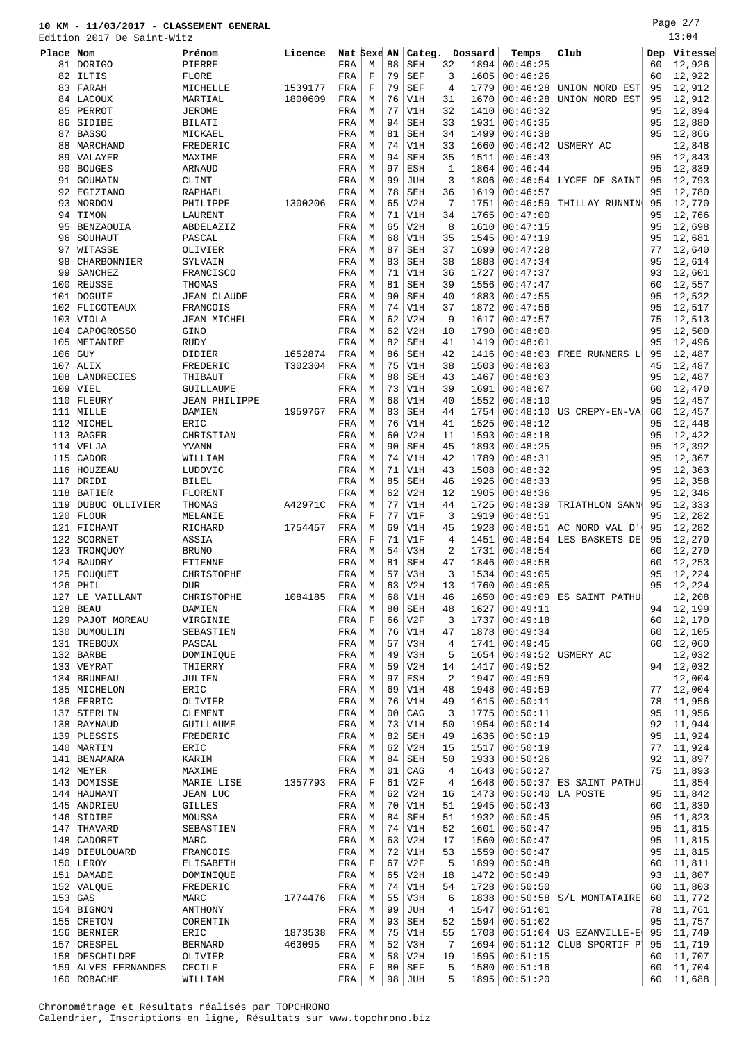# 10 KM - 11/03/2017 - CLASSEMENT GENERAL

Edition 2017 De Saint-Witz

13:04

| Place | Nom | Prénom | Licence | Nat | Sexe | AN | Categ. | | Dossard | Temps | Club | Dep | Vitesse |
|---|---|---|---|---|---|---|---|---|---|---|---|---|---|
| 81 | DORIGO | PIERRE | | FRA | M | 88 | SEH | 32 | 1894 | 00:46:25 | | 60 | 12,926 |
| 82 | ILTIS | FLORE | | FRA | F | 79 | SEF | 3 | 1605 | 00:46:26 | | 60 | 12,922 |
| 83 | FARAH | MICHELLE | 1539177 | FRA | F | 79 | SEF | 4 | 1779 | 00:46:28 | UNION NORD EST | 95 | 12,912 |
| 84 | LACOUX | MARTIAL | 1800609 | FRA | M | 76 | V1H | 31 | 1670 | 00:46:28 | UNION NORD EST | 95 | 12,912 |
| 85 | PERROT | JEROME | | FRA | M | 77 | V1H | 32 | 1410 | 00:46:32 | | 95 | 12,894 |
| 86 | SIDIBE | BILATI | | FRA | M | 94 | SEH | 33 | 1931 | 00:46:35 | | 95 | 12,880 |
| 87 | BASSO | MICKAEL | | FRA | M | 81 | SEH | 34 | 1499 | 00:46:38 | | 95 | 12,866 |
| 88 | MARCHAND | FREDERIC | | FRA | M | 74 | V1H | 33 | 1660 | 00:46:42 | USMERY AC | | 12,848 |
| 89 | VALAYER | MAXIME | | FRA | M | 94 | SEH | 35 | 1511 | 00:46:43 | | 95 | 12,843 |
| 90 | BOUGES | ARNAUD | | FRA | M | 97 | ESH | 1 | 1864 | 00:46:44 | | 95 | 12,839 |
| 91 | GOUMAIN | CLINT | | FRA | M | 99 | JUH | 3 | 1806 | 00:46:54 | LYCEE DE SAINT | 95 | 12,793 |
| 92 | EGIZIANO | RAPHAEL | | FRA | M | 78 | SEH | 36 | 1619 | 00:46:57 | | 95 | 12,780 |
| 93 | NORDON | PHILIPPE | 1300206 | FRA | M | 65 | V2H | 7 | 1751 | 00:46:59 | THILLAY RUNNIN | 95 | 12,770 |
| 94 | TIMON | LAURENT | | FRA | M | 71 | V1H | 34 | 1765 | 00:47:00 | | 95 | 12,766 |
| 95 | BENZAOUIA | ABDELAZIZ | | FRA | M | 65 | V2H | 8 | 1610 | 00:47:15 | | 95 | 12,698 |
| 96 | SOUHAUT | PASCAL | | FRA | M | 68 | V1H | 35 | 1545 | 00:47:19 | | 95 | 12,681 |
| 97 | WITASSE | OLIVIER | | FRA | M | 87 | SEH | 37 | 1699 | 00:47:28 | | 77 | 12,640 |
| 98 | CHARBONNIER | SYLVAIN | | FRA | M | 83 | SEH | 38 | 1888 | 00:47:34 | | 95 | 12,614 |
| 99 | SANCHEZ | FRANCISCO | | FRA | M | 71 | V1H | 36 | 1727 | 00:47:37 | | 93 | 12,601 |
| 100 | REUSSE | THOMAS | | FRA | M | 81 | SEH | 39 | 1556 | 00:47:47 | | 60 | 12,557 |
| 101 | DOGUIE | JEAN CLAUDE | | FRA | M | 90 | SEH | 40 | 1883 | 00:47:55 | | 95 | 12,522 |
| 102 | FLICOTEAUX | FRANCOIS | | FRA | M | 74 | V1H | 37 | 1872 | 00:47:56 | | 95 | 12,517 |
| 103 | VIOLA | JEAN MICHEL | | FRA | M | 62 | V2H | 9 | 1617 | 00:47:57 | | 75 | 12,513 |
| 104 | CAPOGROSSO | GINO | | FRA | M | 62 | V2H | 10 | 1790 | 00:48:00 | | 95 | 12,500 |
| 105 | METANIRE | RUDY | | FRA | M | 82 | SEH | 41 | 1419 | 00:48:01 | | 95 | 12,496 |
| 106 | GUY | DIDIER | 1652874 | FRA | M | 86 | SEH | 42 | 1416 | 00:48:03 | FREE RUNNERS L | 95 | 12,487 |
| 107 | ALIX | FREDERIC | T302304 | FRA | M | 75 | V1H | 38 | 1503 | 00:48:03 | | 45 | 12,487 |
| 108 | LANDRECIES | THIBAUT | | FRA | M | 88 | SEH | 43 | 1467 | 00:48:03 | | 95 | 12,487 |
| 109 | VIEL | GUILLAUME | | FRA | M | 73 | V1H | 39 | 1691 | 00:48:07 | | 60 | 12,470 |
| 110 | FLEURY | JEAN PHILIPPE | | FRA | M | 68 | V1H | 40 | 1552 | 00:48:10 | | 95 | 12,457 |
| 111 | MILLE | DAMIEN | 1959767 | FRA | M | 83 | SEH | 44 | 1754 | 00:48:10 | US CREPY-EN-VA | 60 | 12,457 |
| 112 | MICHEL | ERIC | | FRA | M | 76 | V1H | 41 | 1525 | 00:48:12 | | 95 | 12,448 |
| 113 | RAGER | CHRISTIAN | | FRA | M | 60 | V2H | 11 | 1593 | 00:48:18 | | 95 | 12,422 |
| 114 | VELJA | YVANN | | FRA | M | 90 | SEH | 45 | 1893 | 00:48:25 | | 95 | 12,392 |
| 115 | CADOR | WILLIAM | | FRA | M | 74 | V1H | 42 | 1789 | 00:48:31 | | 95 | 12,367 |
| 116 | HOUZEAU | LUDOVIC | | FRA | M | 71 | V1H | 43 | 1508 | 00:48:32 | | 95 | 12,363 |
| 117 | DRIDI | BILEL | | FRA | M | 85 | SEH | 46 | 1926 | 00:48:33 | | 95 | 12,358 |
| 118 | BATIER | FLORENT | | FRA | M | 62 | V2H | 12 | 1905 | 00:48:36 | | 95 | 12,346 |
| 119 | DUBUC OLLIVIER | THOMAS | A42971C | FRA | M | 77 | V1H | 44 | 1725 | 00:48:39 | TRIATHLON SANN | 95 | 12,333 |
| 120 | FLOUR | MELANIE | | FRA | F | 77 | V1F | 3 | 1919 | 00:48:51 | | 95 | 12,282 |
| 121 | FICHANT | RICHARD | 1754457 | FRA | M | 69 | V1H | 45 | 1928 | 00:48:51 | AC NORD VAL D' | 95 | 12,282 |
| 122 | SCORNET | ASSIA | | FRA | F | 71 | V1F | 4 | 1451 | 00:48:54 | LES BASKETS DE | 95 | 12,270 |
| 123 | TRONQUOY | BRUNO | | FRA | M | 54 | V3H | 2 | 1731 | 00:48:54 | | 60 | 12,270 |
| 124 | BAUDRY | ETIENNE | | FRA | M | 81 | SEH | 47 | 1846 | 00:48:58 | | 60 | 12,253 |
| 125 | FOUQUET | CHRISTOPHE | | FRA | M | 57 | V3H | 3 | 1534 | 00:49:05 | | 95 | 12,224 |
| 126 | PHIL | DUR | | FRA | M | 63 | V2H | 13 | 1760 | 00:49:05 | | 95 | 12,224 |
| 127 | LE VAILLANT | CHRISTOPHE | 1084185 | FRA | M | 68 | V1H | 46 | 1650 | 00:49:09 | ES SAINT PATHU | | 12,208 |
| 128 | BEAU | DAMIEN | | FRA | M | 80 | SEH | 48 | 1627 | 00:49:11 | | 94 | 12,199 |
| 129 | PAJOT MOREAU | VIRGINIE | | FRA | F | 66 | V2F | 3 | 1737 | 00:49:18 | | 60 | 12,170 |
| 130 | DUMOULIN | SEBASTIEN | | FRA | M | 76 | V1H | 47 | 1878 | 00:49:34 | | 60 | 12,105 |
| 131 | TREBOUX | PASCAL | | FRA | M | 57 | V3H | 4 | 1741 | 00:49:45 | | 60 | 12,060 |
| 132 | BARBE | DOMINIQUE | | FRA | M | 49 | V3H | 5 | 1654 | 00:49:52 | USMERY AC | | 12,032 |
| 133 | VEYRAT | THIERRY | | FRA | M | 59 | V2H | 14 | 1417 | 00:49:52 | | 94 | 12,032 |
| 134 | BRUNEAU | JULIEN | | FRA | M | 97 | ESH | 2 | 1947 | 00:49:59 | | | 12,004 |
| 135 | MICHELON | ERIC | | FRA | M | 69 | V1H | 48 | 1948 | 00:49:59 | | 77 | 12,004 |
| 136 | FERRIC | OLIVIER | | FRA | M | 76 | V1H | 49 | 1615 | 00:50:11 | | 78 | 11,956 |
| 137 | STERLIN | CLEMENT | | FRA | M | 00 | CAG | 3 | 1775 | 00:50:11 | | 95 | 11,956 |
| 138 | RAYNAUD | GUILLAUME | | FRA | M | 73 | V1H | 50 | 1954 | 00:50:14 | | 92 | 11,944 |
| 139 | PLESSIS | FREDERIC | | FRA | M | 82 | SEH | 49 | 1636 | 00:50:19 | | 95 | 11,924 |
| 140 | MARTIN | ERIC | | FRA | M | 62 | V2H | 15 | 1517 | 00:50:19 | | 77 | 11,924 |
| 141 | BENAMARA | KARIM | | FRA | M | 84 | SEH | 50 | 1933 | 00:50:26 | | 92 | 11,897 |
| 142 | MEYER | MAXIME | | FRA | M | 01 | CAG | 4 | 1643 | 00:50:27 | | 75 | 11,893 |
| 143 | DOMISSE | MARIE LISE | 1357793 | FRA | F | 61 | V2F | 4 | 1648 | 00:50:37 | ES SAINT PATHU | | 11,854 |
| 144 | HAUMANT | JEAN LUC | | FRA | M | 62 | V2H | 16 | 1473 | 00:50:40 | LA POSTE | 95 | 11,842 |
| 145 | ANDRIEU | GILLES | | FRA | M | 70 | V1H | 51 | 1945 | 00:50:43 | | 60 | 11,830 |
| 146 | SIDIBE | MOUSSA | | FRA | M | 84 | SEH | 51 | 1932 | 00:50:45 | | 95 | 11,823 |
| 147 | THAVARD | SEBASTIEN | | FRA | M | 74 | V1H | 52 | 1601 | 00:50:47 | | 95 | 11,815 |
| 148 | CADORET | MARC | | FRA | M | 63 | V2H | 17 | 1560 | 00:50:47 | | 95 | 11,815 |
| 149 | DIEULOUARD | FRANCOIS | | FRA | M | 72 | V1H | 53 | 1559 | 00:50:47 | | 95 | 11,815 |
| 150 | LEROY | ELISABETH | | FRA | F | 67 | V2F | 5 | 1899 | 00:50:48 | | 60 | 11,811 |
| 151 | DAMADE | DOMINIQUE | | FRA | M | 65 | V2H | 18 | 1472 | 00:50:49 | | 93 | 11,807 |
| 152 | VALQUE | FREDERIC | | FRA | M | 74 | V1H | 54 | 1728 | 00:50:50 | | 60 | 11,803 |
| 153 | GAS | MARC | 1774476 | FRA | M | 55 | V3H | 6 | 1838 | 00:50:58 | S/L MONTATAIRE | 60 | 11,772 |
| 154 | BIGNON | ANTHONY | | FRA | M | 99 | JUH | 4 | 1547 | 00:51:01 | | 78 | 11,761 |
| 155 | CRETON | CORENTIN | | FRA | M | 93 | SEH | 52 | 1594 | 00:51:02 | | 95 | 11,757 |
| 156 | BERNIER | ERIC | 1873538 | FRA | M | 75 | V1H | 55 | 1708 | 00:51:04 | US EZANVILLE-E | 95 | 11,749 |
| 157 | CRESPEL | BERNARD | 463095 | FRA | M | 52 | V3H | 7 | 1694 | 00:51:12 | CLUB SPORTIF P | 95 | 11,719 |
| 158 | DESCHILDRE | OLIVIER | | FRA | M | 58 | V2H | 19 | 1595 | 00:51:15 | | 60 | 11,707 |
| 159 | ALVES FERNANDES | CECILE | | FRA | F | 80 | SEF | 5 | 1580 | 00:51:16 | | 60 | 11,704 |
| 160 | ROBACHE | WILLIAM | | FRA | M | 98 | JUH | 5 | 1895 | 00:51:20 | | 60 | 11,688 |

Chronométrage et Résultats réalisés par TOPCHRONO
Calendrier, Inscriptions en ligne, Résultats sur www.topchrono.biz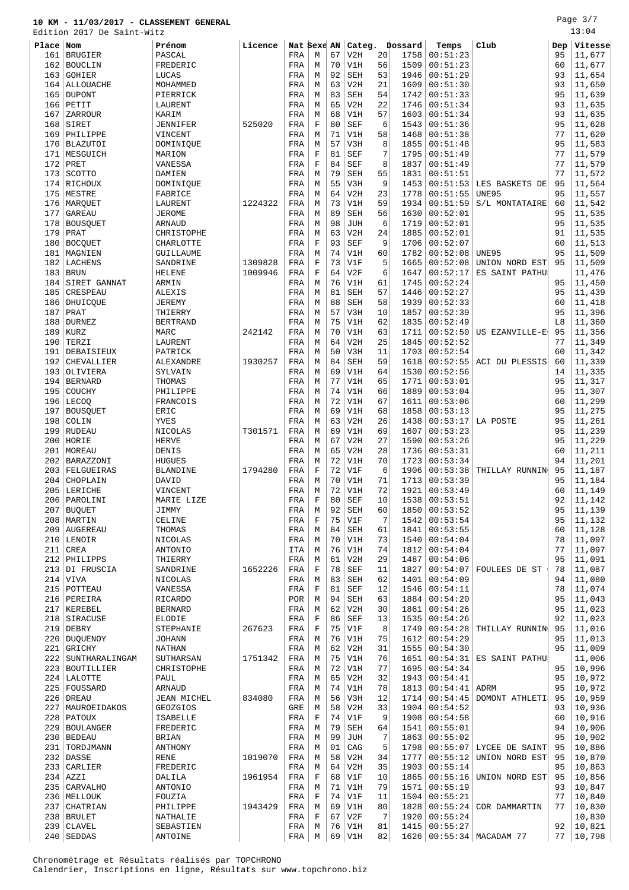# 10 KM - 11/03/2017 - CLASSEMENT GENERAL

Edition 2017 De Saint-Witz

13:04

| Place | Nom | Prénom | Licence | Nat | Sexe | AN | Categ. | | Dossard | Temps | Club | Dep | Vitesse |
|---|---|---|---|---|---|---|---|---|---|---|---|---|---|
| 161 | BRUGIER | PASCAL | | FRA | M | 67 | V2H | 20 | 1758 | 00:51:23 | | 95 | 11,677 |
| 162 | BOUCLIN | FREDERIC | | FRA | M | 70 | V1H | 56 | 1509 | 00:51:23 | | 60 | 11,677 |
| 163 | GOHIER | LUCAS | | FRA | M | 92 | SEH | 53 | 1946 | 00:51:29 | | 93 | 11,654 |
| 164 | ALLOUACHE | MOHAMMED | | FRA | M | 63 | V2H | 21 | 1609 | 00:51:30 | | 93 | 11,650 |
| 165 | DUPONT | PIERRICK | | FRA | M | 83 | SEH | 54 | 1742 | 00:51:33 | | 95 | 11,639 |
| 166 | PETIT | LAURENT | | FRA | M | 65 | V2H | 22 | 1746 | 00:51:34 | | 93 | 11,635 |
| 167 | ZARROUR | KARIM | | FRA | M | 68 | V1H | 57 | 1603 | 00:51:34 | | 93 | 11,635 |
| 168 | SIRET | JENNIFER | 525020 | FRA | F | 80 | SEF | 6 | 1543 | 00:51:36 | | 95 | 11,628 |
| 169 | PHILIPPE | VINCENT | | FRA | M | 71 | V1H | 58 | 1468 | 00:51:38 | | 77 | 11,620 |
| 170 | BLAZUTOI | DOMINIQUE | | FRA | M | 57 | V3H | 8 | 1855 | 00:51:48 | | 95 | 11,583 |
| 171 | MESGUICH | MARION | | FRA | F | 81 | SEF | 7 | 1795 | 00:51:49 | | 77 | 11,579 |
| 172 | PRET | VANESSA | | FRA | F | 84 | SEF | 8 | 1837 | 00:51:49 | | 77 | 11,579 |
| 173 | SCOTTO | DAMIEN | | FRA | M | 79 | SEH | 55 | 1831 | 00:51:51 | | 77 | 11,572 |
| 174 | RICHOUX | DOMINIQUE | | FRA | M | 55 | V3H | 9 | 1453 | 00:51:53 | LES BASKETS DE | 95 | 11,564 |
| 175 | MESTRE | FABRICE | | FRA | M | 64 | V2H | 23 | 1778 | 00:51:55 | UNE95 | 95 | 11,557 |
| 176 | MARQUET | LAURENT | 1224322 | FRA | M | 73 | V1H | 59 | 1934 | 00:51:59 | S/L MONTATAIRE | 60 | 11,542 |
| 177 | GAREAU | JEROME | | FRA | M | 89 | SEH | 56 | 1630 | 00:52:01 | | 95 | 11,535 |
| 178 | BOUSQUET | ARNAUD | | FRA | M | 98 | JUH | 6 | 1719 | 00:52:01 | | 95 | 11,535 |
| 179 | PRAT | CHRISTOPHE | | FRA | M | 63 | V2H | 24 | 1885 | 00:52:01 | | 91 | 11,535 |
| 180 | BOCQUET | CHARLOTTE | | FRA | F | 93 | SEF | 9 | 1706 | 00:52:07 | | 60 | 11,513 |
| 181 | MAGNIEN | GUILLAUME | | FRA | M | 74 | V1H | 60 | 1782 | 00:52:08 | UNE95 | 95 | 11,509 |
| 182 | LACHENS | SANDRINE | 1309828 | FRA | F | 73 | V1F | 5 | 1665 | 00:52:08 | UNION NORD EST | 95 | 11,509 |
| 183 | BRUN | HELENE | 1009946 | FRA | F | 64 | V2F | 6 | 1647 | 00:52:17 | ES SAINT PATHU | | 11,476 |
| 184 | SIRET GANNAT | ARMIN | | FRA | M | 76 | V1H | 61 | 1745 | 00:52:24 | | 95 | 11,450 |
| 185 | CRESPEAU | ALEXIS | | FRA | M | 81 | SEH | 57 | 1446 | 00:52:27 | | 95 | 11,439 |
| 186 | DHUICQUE | JEREMY | | FRA | M | 88 | SEH | 58 | 1939 | 00:52:33 | | 60 | 11,418 |
| 187 | PRAT | THIERRY | | FRA | M | 57 | V3H | 10 | 1857 | 00:52:39 | | 95 | 11,396 |
| 188 | DURNEZ | BERTRAND | | FRA | M | 75 | V1H | 62 | 1835 | 00:52:49 | | L8 | 11,360 |
| 189 | KURZ | MARC | 242142 | FRA | M | 70 | V1H | 63 | 1711 | 00:52:50 | US EZANVILLE-E | 95 | 11,356 |
| 190 | TERZI | LAURENT | | FRA | M | 64 | V2H | 25 | 1845 | 00:52:52 | | 77 | 11,349 |
| 191 | DEBAISIEUX | PATRICK | | FRA | M | 50 | V3H | 11 | 1703 | 00:52:54 | | 60 | 11,342 |
| 192 | CHEVALLIER | ALEXANDRE | 1930257 | FRA | M | 84 | SEH | 59 | 1618 | 00:52:55 | ACI DU PLESSIS | 60 | 11,339 |
| 193 | OLIVIERA | SYLVAIN | | FRA | M | 69 | V1H | 64 | 1530 | 00:52:56 | | 14 | 11,335 |
| 194 | BERNARD | THOMAS | | FRA | M | 77 | V1H | 65 | 1771 | 00:53:01 | | 95 | 11,317 |
| 195 | COUCHY | PHILIPPE | | FRA | M | 74 | V1H | 66 | 1889 | 00:53:04 | | 95 | 11,307 |
| 196 | LECOQ | FRANCOIS | | FRA | M | 72 | V1H | 67 | 1611 | 00:53:06 | | 60 | 11,299 |
| 197 | BOUSQUET | ERIC | | FRA | M | 69 | V1H | 68 | 1858 | 00:53:13 | | 95 | 11,275 |
| 198 | COLIN | YVES | | FRA | M | 63 | V2H | 26 | 1438 | 00:53:17 | LA POSTE | 95 | 11,261 |
| 199 | RUDEAU | NICOLAS | T301571 | FRA | M | 69 | V1H | 69 | 1607 | 00:53:23 | | 95 | 11,239 |
| 200 | HORIE | HERVE | | FRA | M | 67 | V2H | 27 | 1590 | 00:53:26 | | 95 | 11,229 |
| 201 | MOREAU | DENIS | | FRA | M | 65 | V2H | 28 | 1736 | 00:53:31 | | 60 | 11,211 |
| 202 | BARAZZONI | HUGUES | | FRA | M | 72 | V1H | 70 | 1723 | 00:53:34 | | 94 | 11,201 |
| 203 | FELGUEIRAS | BLANDINE | 1794280 | FRA | F | 72 | V1F | 6 | 1906 | 00:53:38 | THILLAY RUNNIN | 95 | 11,187 |
| 204 | CHOPLAIN | DAVID | | FRA | M | 70 | V1H | 71 | 1713 | 00:53:39 | | 95 | 11,184 |
| 205 | LERICHE | VINCENT | | FRA | M | 72 | V1H | 72 | 1921 | 00:53:49 | | 60 | 11,149 |
| 206 | PAROLINI | MARIE LIZE | | FRA | F | 80 | SEF | 10 | 1538 | 00:53:51 | | 92 | 11,142 |
| 207 | BUQUET | JIMMY | | FRA | M | 92 | SEH | 60 | 1850 | 00:53:52 | | 95 | 11,139 |
| 208 | MARTIN | CELINE | | FRA | F | 75 | V1F | 7 | 1542 | 00:53:54 | | 95 | 11,132 |
| 209 | AUGEREAU | THOMAS | | FRA | M | 84 | SEH | 61 | 1841 | 00:53:55 | | 60 | 11,128 |
| 210 | LENOIR | NICOLAS | | FRA | M | 70 | V1H | 73 | 1540 | 00:54:04 | | 78 | 11,097 |
| 211 | CREA | ANTONIO | | ITA | M | 76 | V1H | 74 | 1812 | 00:54:04 | | 77 | 11,097 |
| 212 | PHILIPPS | THIERRY | | FRA | M | 61 | V2H | 29 | 1487 | 00:54:06 | | 95 | 11,091 |
| 213 | DI FRUSCIA | SANDRINE | 1652226 | FRA | F | 78 | SEF | 11 | 1827 | 00:54:07 | FOULEES DE ST | 78 | 11,087 |
| 214 | VIVA | NICOLAS | | FRA | M | 83 | SEH | 62 | 1401 | 00:54:09 | | 94 | 11,080 |
| 215 | POTTEAU | VANESSA | | FRA | F | 81 | SEF | 12 | 1546 | 00:54:11 | | 78 | 11,074 |
| 216 | PEREIRA | RICARDO | | POR | M | 94 | SEH | 63 | 1884 | 00:54:20 | | 95 | 11,043 |
| 217 | KEREBEL | BERNARD | | FRA | M | 62 | V2H | 30 | 1861 | 00:54:26 | | 95 | 11,023 |
| 218 | SIRACUSE | ELODIE | | FRA | F | 86 | SEF | 13 | 1535 | 00:54:26 | | 92 | 11,023 |
| 219 | DEBRY | STEPHANIE | 267623 | FRA | F | 75 | V1F | 8 | 1749 | 00:54:28 | THILLAY RUNNIN | 95 | 11,016 |
| 220 | DUQUENOY | JOHANN | | FRA | M | 76 | V1H | 75 | 1612 | 00:54:29 | | 95 | 11,013 |
| 221 | GRICHY | NATHAN | | FRA | M | 62 | V2H | 31 | 1555 | 00:54:30 | | 95 | 11,009 |
| 222 | SUNTHARALINGAM | SUTHARSAN | 1751342 | FRA | M | 75 | V1H | 76 | 1651 | 00:54:31 | ES SAINT PATHU | | 11,006 |
| 223 | BOUTILLIER | CHRISTOPHE | | FRA | M | 72 | V1H | 77 | 1695 | 00:54:34 | | 95 | 10,996 |
| 224 | LALOTTE | PAUL | | FRA | M | 65 | V2H | 32 | 1943 | 00:54:41 | | 95 | 10,972 |
| 225 | FOUSSARD | ARNAUD | | FRA | M | 74 | V1H | 78 | 1813 | 00:54:41 | ADRM | 95 | 10,972 |
| 226 | DREAU | JEAN MICHEL | 834080 | FRA | M | 56 | V3H | 12 | 1714 | 00:54:45 | DOMONT ATHLETI | 95 | 10,959 |
| 227 | MAUROEIDAKOS | GEOZGIOS | | GRE | M | 58 | V2H | 33 | 1904 | 00:54:52 | | 93 | 10,936 |
| 228 | PATOUX | ISABELLE | | FRA | F | 74 | V1F | 9 | 1908 | 00:54:58 | | 60 | 10,916 |
| 229 | BOULANGER | FREDERIC | | FRA | M | 79 | SEH | 64 | 1541 | 00:55:01 | | 94 | 10,906 |
| 230 | BEDEAU | BRIAN | | FRA | M | 99 | JUH | 7 | 1863 | 00:55:02 | | 95 | 10,902 |
| 231 | TORDJMANN | ANTHONY | | FRA | M | 01 | CAG | 5 | 1798 | 00:55:07 | LYCEE DE SAINT | 95 | 10,886 |
| 232 | DASSE | RENE | 1019070 | FRA | M | 58 | V2H | 34 | 1777 | 00:55:12 | UNION NORD EST | 95 | 10,870 |
| 233 | CARLIER | FREDERIC | | FRA | M | 64 | V2H | 35 | 1903 | 00:55:14 | | 95 | 10,863 |
| 234 | AZZI | DALILA | 1961954 | FRA | F | 68 | V1F | 10 | 1865 | 00:55:16 | UNION NORD EST | 95 | 10,856 |
| 235 | CARVALHO | ANTONIO | | FRA | M | 71 | V1H | 79 | 1571 | 00:55:19 | | 93 | 10,847 |
| 236 | MELLOUK | FOUZIA | | FRA | F | 74 | V1F | 11 | 1504 | 00:55:21 | | 77 | 10,840 |
| 237 | CHATRIAN | PHILIPPE | 1943429 | FRA | M | 69 | V1H | 80 | 1828 | 00:55:24 | COR DAMMARTIN | 77 | 10,830 |
| 238 | BRULET | NATHALIE | | FRA | F | 67 | V2F | 7 | 1920 | 00:55:24 | | | 10,830 |
| 239 | CLAVEL | SEBASTIEN | | FRA | M | 76 | V1H | 81 | 1415 | 00:55:27 | | 92 | 10,821 |
| 240 | SEDDAS | ANTOINE | | FRA | M | 69 | V1H | 82 | 1626 | 00:55:34 | MACADAM 77 | 77 | 10,798 |

Chronométrage et Résultats réalisés par TOPCHRONO
Calendrier, Inscriptions en ligne, Résultats sur www.topchrono.biz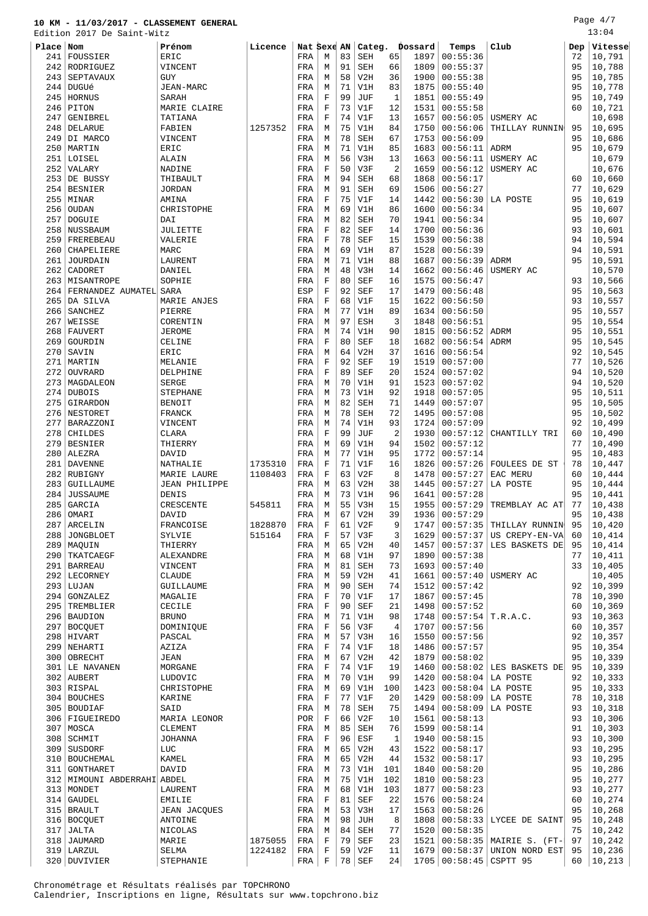# 10 KM - 11/03/2017 - CLASSEMENT GENERAL

Edition 2017 De Saint-Witz

13:04

| Place | Nom | Prénom | Licence | Nat | Sexe | AN | Categ. | | Dossard | Temps | Club | Dep | Vitesse |
|---|---|---|---|---|---|---|---|---|---|---|---|---|---|
| 241 | FOUSSIER | ERIC | | FRA | M | 83 | SEH | 65 | 1897 | 00:55:36 | | 72 | 10,791 |
| 242 | RODRIGUEZ | VINCENT | | FRA | M | 91 | SEH | 66 | 1809 | 00:55:37 | | 95 | 10,788 |
| 243 | SEPTAVAUX | GUY | | FRA | M | 58 | V2H | 36 | 1900 | 00:55:38 | | 95 | 10,785 |
| 244 | DUGUé | JEAN-MARC | | FRA | M | 71 | V1H | 83 | 1875 | 00:55:40 | | 95 | 10,778 |
| 245 | HORNUS | SARAH | | FRA | F | 99 | JUF | 1 | 1851 | 00:55:49 | | 95 | 10,749 |
| 246 | PITON | MARIE CLAIRE | | FRA | F | 73 | V1F | 12 | 1531 | 00:55:58 | | 60 | 10,721 |
| 247 | GENIBREL | TATIANA | | FRA | F | 74 | V1F | 13 | 1657 | 00:56:05 | USMERY AC | | 10,698 |
| 248 | DELARUE | FABIEN | 1257352 | FRA | M | 75 | V1H | 84 | 1750 | 00:56:06 | THILLAY RUNNIN | 95 | 10,695 |
| 249 | DI MARCO | VINCENT | | FRA | M | 78 | SEH | 67 | 1753 | 00:56:09 | | 95 | 10,686 |
| 250 | MARTIN | ERIC | | FRA | M | 71 | V1H | 85 | 1683 | 00:56:11 | ADRM | 95 | 10,679 |
| 251 | LOISEL | ALAIN | | FRA | M | 56 | V3H | 13 | 1663 | 00:56:11 | USMERY AC | | 10,679 |
| 252 | VALARY | NADINE | | FRA | F | 50 | V3F | 2 | 1659 | 00:56:12 | USMERY AC | | 10,676 |
| 253 | DE BUSSY | THIBAULT | | FRA | M | 94 | SEH | 68 | 1868 | 00:56:17 | | 60 | 10,660 |
| 254 | BESNIER | JORDAN | | FRA | M | 91 | SEH | 69 | 1506 | 00:56:27 | | 77 | 10,629 |
| 255 | MINAR | AMINA | | FRA | F | 75 | V1F | 14 | 1442 | 00:56:30 | LA POSTE | 95 | 10,619 |
| 256 | OUDAN | CHRISTOPHE | | FRA | M | 69 | V1H | 86 | 1600 | 00:56:34 | | 95 | 10,607 |
| 257 | DOGUIE | DAI | | FRA | M | 82 | SEH | 70 | 1941 | 00:56:34 | | 95 | 10,607 |
| 258 | NUSSBAUM | JULIETTE | | FRA | F | 82 | SEF | 14 | 1700 | 00:56:36 | | 93 | 10,601 |
| 259 | FREREBEAU | VALERIE | | FRA | F | 78 | SEF | 15 | 1539 | 00:56:38 | | 94 | 10,594 |
| 260 | CHAPELIERE | MARC | | FRA | M | 69 | V1H | 87 | 1528 | 00:56:39 | | 94 | 10,591 |
| 261 | JOURDAIN | LAURENT | | FRA | M | 71 | V1H | 88 | 1687 | 00:56:39 | ADRM | 95 | 10,591 |
| 262 | CADORET | DANIEL | | FRA | M | 48 | V3H | 14 | 1662 | 00:56:46 | USMERY AC | | 10,570 |
| 263 | MISANTROPE | SOPHIE | | FRA | F | 80 | SEF | 16 | 1575 | 00:56:47 | | 93 | 10,566 |
| 264 | FERNANDEZ AUMATEL | SARA | | ESP | F | 92 | SEF | 17 | 1479 | 00:56:48 | | 95 | 10,563 |
| 265 | DA SILVA | MARIE ANJES | | FRA | F | 68 | V1F | 15 | 1622 | 00:56:50 | | 93 | 10,557 |
| 266 | SANCHEZ | PIERRE | | FRA | M | 77 | V1H | 89 | 1634 | 00:56:50 | | 95 | 10,557 |
| 267 | WEISSE | CORENTIN | | FRA | M | 97 | ESH | 3 | 1848 | 00:56:51 | | 95 | 10,554 |
| 268 | FAUVERT | JEROME | | FRA | M | 74 | V1H | 90 | 1815 | 00:56:52 | ADRM | 95 | 10,551 |
| 269 | GOURDIN | CELINE | | FRA | F | 80 | SEF | 18 | 1682 | 00:56:54 | ADRM | 95 | 10,545 |
| 270 | SAVIN | ERIC | | FRA | M | 64 | V2H | 37 | 1616 | 00:56:54 | | 92 | 10,545 |
| 271 | MARTIN | MELANIE | | FRA | F | 92 | SEF | 19 | 1519 | 00:57:00 | | 77 | 10,526 |
| 272 | OUVRARD | DELPHINE | | FRA | F | 89 | SEF | 20 | 1524 | 00:57:02 | | 94 | 10,520 |
| 273 | MAGDALEON | SERGE | | FRA | M | 70 | V1H | 91 | 1523 | 00:57:02 | | 94 | 10,520 |
| 274 | DUBOIS | STEPHANE | | FRA | M | 73 | V1H | 92 | 1918 | 00:57:05 | | 95 | 10,511 |
| 275 | GIRARDON | BENOIT | | FRA | M | 82 | SEH | 71 | 1449 | 00:57:07 | | 95 | 10,505 |
| 276 | NESTORET | FRANCK | | FRA | M | 78 | SEH | 72 | 1495 | 00:57:08 | | 95 | 10,502 |
| 277 | BARAZZONI | VINCENT | | FRA | M | 74 | V1H | 93 | 1724 | 00:57:09 | | 92 | 10,499 |
| 278 | CHILDES | CLARA | | FRA | F | 99 | JUF | 2 | 1930 | 00:57:12 | CHANTILLY TRI | 60 | 10,490 |
| 279 | BESNIER | THIERRY | | FRA | M | 69 | V1H | 94 | 1502 | 00:57:12 | | 77 | 10,490 |
| 280 | ALEZRA | DAVID | | FRA | M | 77 | V1H | 95 | 1772 | 00:57:14 | | 95 | 10,483 |
| 281 | DAVENNE | NATHALIE | 1735310 | FRA | F | 71 | V1F | 16 | 1826 | 00:57:26 | FOULEES DE ST | 78 | 10,447 |
| 282 | RUBIGNY | MARIE LAURE | 1108403 | FRA | F | 63 | V2F | 8 | 1478 | 00:57:27 | EAC MERU | 60 | 10,444 |
| 283 | GUILLAUME | JEAN PHILIPPE | | FRA | M | 63 | V2H | 38 | 1445 | 00:57:27 | LA POSTE | 95 | 10,444 |
| 284 | JUSSAUME | DENIS | | FRA | M | 73 | V1H | 96 | 1641 | 00:57:28 | | 95 | 10,441 |
| 285 | GARCIA | CRESCENTE | 545811 | FRA | M | 55 | V3H | 15 | 1955 | 00:57:29 | TREMBLAY AC AT | 77 | 10,438 |
| 286 | OMARI | DAVID | | FRA | M | 67 | V2H | 39 | 1936 | 00:57:29 | | 95 | 10,438 |
| 287 | ARCELIN | FRANCOISE | 1828870 | FRA | F | 61 | V2F | 9 | 1747 | 00:57:35 | THILLAY RUNNIN | 95 | 10,420 |
| 288 | JONGBLOET | SYLVIE | 515164 | FRA | F | 57 | V3F | 3 | 1629 | 00:57:37 | US CREPY-EN-VA | 60 | 10,414 |
| 289 | MAQUIN | THIERRY | | FRA | M | 65 | V2H | 40 | 1457 | 00:57:37 | LES BASKETS DE | 95 | 10,414 |
| 290 | TKATCAEGF | ALEXANDRE | | FRA | M | 68 | V1H | 97 | 1890 | 00:57:38 | | 77 | 10,411 |
| 291 | BARREAU | VINCENT | | FRA | M | 81 | SEH | 73 | 1693 | 00:57:40 | | 33 | 10,405 |
| 292 | LECORNEY | CLAUDE | | FRA | M | 59 | V2H | 41 | 1661 | 00:57:40 | USMERY AC | | 10,405 |
| 293 | LUJAN | GUILLAUME | | FRA | M | 90 | SEH | 74 | 1512 | 00:57:42 | | 92 | 10,399 |
| 294 | GONZALEZ | MAGALIE | | FRA | F | 70 | V1F | 17 | 1867 | 00:57:45 | | 78 | 10,390 |
| 295 | TREMBLIER | CECILE | | FRA | F | 90 | SEF | 21 | 1498 | 00:57:52 | | 60 | 10,369 |
| 296 | BAUDION | BRUNO | | FRA | M | 71 | V1H | 98 | 1748 | 00:57:54 | T.R.A.C. | 93 | 10,363 |
| 297 | BOCQUET | DOMINIQUE | | FRA | F | 56 | V3F | 4 | 1707 | 00:57:56 | | 60 | 10,357 |
| 298 | HIVART | PASCAL | | FRA | M | 57 | V3H | 16 | 1550 | 00:57:56 | | 92 | 10,357 |
| 299 | NEHARTI | AZIZA | | FRA | F | 74 | V1F | 18 | 1486 | 00:57:57 | | 95 | 10,354 |
| 300 | OBRECHT | JEAN | | FRA | M | 67 | V2H | 42 | 1879 | 00:58:02 | | 95 | 10,339 |
| 301 | LE NAVANEN | MORGANE | | FRA | F | 74 | V1F | 19 | 1460 | 00:58:02 | LES BASKETS DE | 95 | 10,339 |
| 302 | AUBERT | LUDOVIC | | FRA | M | 70 | V1H | 99 | 1420 | 00:58:04 | LA POSTE | 92 | 10,333 |
| 303 | RISPAL | CHRISTOPHE | | FRA | M | 69 | V1H | 100 | 1423 | 00:58:04 | LA POSTE | 95 | 10,333 |
| 304 | BOUCHES | KARINE | | FRA | F | 77 | V1F | 20 | 1429 | 00:58:09 | LA POSTE | 78 | 10,318 |
| 305 | BOUDIAF | SAID | | FRA | M | 78 | SEH | 75 | 1494 | 00:58:09 | LA POSTE | 93 | 10,318 |
| 306 | FIGUEIREDO | MARIA LEONOR | | POR | F | 66 | V2F | 10 | 1561 | 00:58:13 | | 93 | 10,306 |
| 307 | MOSCA | CLEMENT | | FRA | M | 85 | SEH | 76 | 1599 | 00:58:14 | | 91 | 10,303 |
| 308 | SCHMIT | JOHANNA | | FRA | F | 96 | ESF | 1 | 1940 | 00:58:15 | | 93 | 10,300 |
| 309 | SUSDORF | LUC | | FRA | M | 65 | V2H | 43 | 1522 | 00:58:17 | | 93 | 10,295 |
| 310 | BOUCHEMAL | KAMEL | | FRA | M | 65 | V2H | 44 | 1532 | 00:58:17 | | 93 | 10,295 |
| 311 | GONTHARET | DAVID | | FRA | M | 73 | V1H | 101 | 1840 | 00:58:20 | | 95 | 10,286 |
| 312 | MIMOUNI ABDERRAHI | ABDEL | | FRA | M | 75 | V1H | 102 | 1810 | 00:58:23 | | 95 | 10,277 |
| 313 | MONDET | LAURENT | | FRA | M | 68 | V1H | 103 | 1877 | 00:58:23 | | 93 | 10,277 |
| 314 | GAUDEL | EMILIE | | FRA | F | 81 | SEF | 22 | 1576 | 00:58:24 | | 60 | 10,274 |
| 315 | BRAULT | JEAN JACQUES | | FRA | M | 53 | V3H | 17 | 1563 | 00:58:26 | | 95 | 10,268 |
| 316 | BOCQUET | ANTOINE | | FRA | M | 98 | JUH | 8 | 1808 | 00:58:33 | LYCEE DE SAINT | 95 | 10,248 |
| 317 | JALTA | NICOLAS | | FRA | M | 84 | SEH | 77 | 1520 | 00:58:35 | | 75 | 10,242 |
| 318 | JAUMARD | MARIE | 1875055 | FRA | F | 79 | SEF | 23 | 1521 | 00:58:35 | MAIRIE S. (FT- | 97 | 10,242 |
| 319 | LARZUL | SELMA | 1224182 | FRA | F | 59 | V2F | 11 | 1679 | 00:58:37 | UNION NORD EST | 95 | 10,236 |
| 320 | DUVIVIER | STEPHANIE | | FRA | F | 78 | SEF | 24 | 1705 | 00:58:45 | CSPTT 95 | 60 | 10,213 |

Chronométrage et Résultats réalisés par TOPCHRONO
Calendrier, Inscriptions en ligne, Résultats sur www.topchrono.biz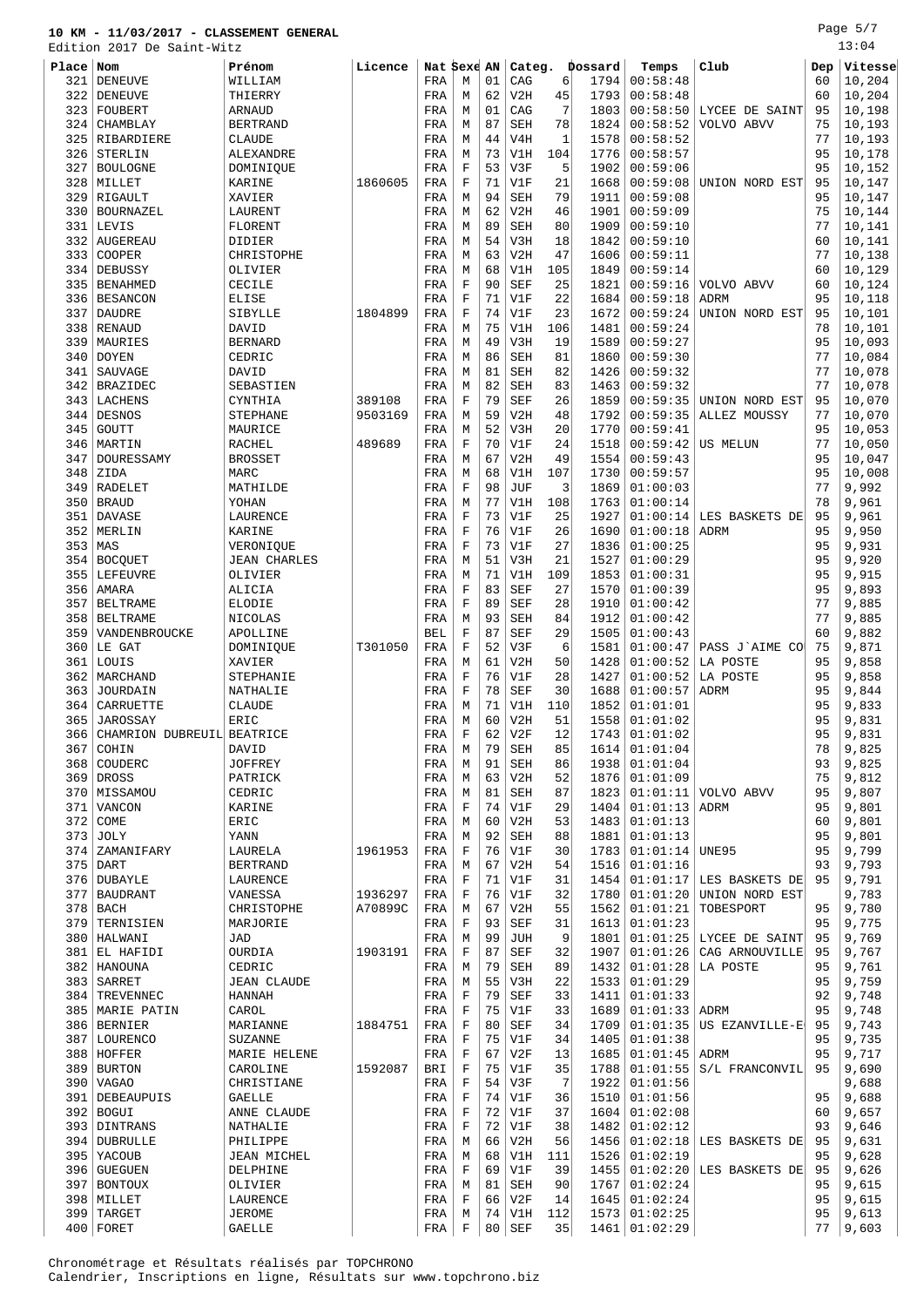# 10 KM - 11/03/2017 - CLASSEMENT GENERAL

Edition 2017 De Saint-Witz

| Place | Nom | Prénom | Licence | Nat | Sexe | AN | Categ. | | Dossard | Temps | Club | Dep | Vitesse |
|---|---|---|---|---|---|---|---|---|---|---|---|---|---|
| 321 | DENEUVE | WILLIAM | | FRA | M | 01 | CAG | 6 | 1794 | 00:58:48 | | 60 | 10,204 |
| 322 | DENEUVE | THIERRY | | FRA | M | 62 | V2H | 45 | 1793 | 00:58:48 | | 60 | 10,204 |
| 323 | FOUBERT | ARNAUD | | FRA | M | 01 | CAG | 7 | 1803 | 00:58:50 | LYCEE DE SAINT | 95 | 10,198 |
| 324 | CHAMBLAY | BERTRAND | | FRA | M | 87 | SEH | 78 | 1824 | 00:58:52 | VOLVO ABVV | 75 | 10,193 |
| 325 | RIBARDIERE | CLAUDE | | FRA | M | 44 | V4H | 1 | 1578 | 00:58:52 | | 77 | 10,193 |
| 326 | STERLIN | ALEXANDRE | | FRA | M | 73 | V1H | 104 | 1776 | 00:58:57 | | 95 | 10,178 |
| 327 | BOULOGNE | DOMINIQUE | | FRA | F | 53 | V3F | 5 | 1902 | 00:59:06 | | 95 | 10,152 |
| 328 | MILLET | KARINE | 1860605 | FRA | F | 71 | V1F | 21 | 1668 | 00:59:08 | UNION NORD EST | 95 | 10,147 |
| 329 | RIGAULT | XAVIER | | FRA | M | 94 | SEH | 79 | 1911 | 00:59:08 | | 95 | 10,147 |
| 330 | BOURNAZEL | LAURENT | | FRA | M | 62 | V2H | 46 | 1901 | 00:59:09 | | 75 | 10,144 |
| 331 | LEVIS | FLORENT | | FRA | M | 89 | SEH | 80 | 1909 | 00:59:10 | | 77 | 10,141 |
| 332 | AUGEREAU | DIDIER | | FRA | M | 54 | V3H | 18 | 1842 | 00:59:10 | | 60 | 10,141 |
| 333 | COOPER | CHRISTOPHE | | FRA | M | 63 | V2H | 47 | 1606 | 00:59:11 | | 77 | 10,138 |
| 334 | DEBUSSY | OLIVIER | | FRA | M | 68 | V1H | 105 | 1849 | 00:59:14 | | 60 | 10,129 |
| 335 | BENAHMED | CECILE | | FRA | F | 90 | SEF | 25 | 1821 | 00:59:16 | VOLVO ABVV | 60 | 10,124 |
| 336 | BESANCON | ELISE | | FRA | F | 71 | V1F | 22 | 1684 | 00:59:18 | ADRM | 95 | 10,118 |
| 337 | DAUDRE | SIBYLLE | 1804899 | FRA | F | 74 | V1F | 23 | 1672 | 00:59:24 | UNION NORD EST | 95 | 10,101 |
| 338 | RENAUD | DAVID | | FRA | M | 75 | V1H | 106 | 1481 | 00:59:24 | | 78 | 10,101 |
| 339 | MAURIES | BERNARD | | FRA | M | 49 | V3H | 19 | 1589 | 00:59:27 | | 95 | 10,093 |
| 340 | DOYEN | CEDRIC | | FRA | M | 86 | SEH | 81 | 1860 | 00:59:30 | | 77 | 10,084 |
| 341 | SAUVAGE | DAVID | | FRA | M | 81 | SEH | 82 | 1426 | 00:59:32 | | 77 | 10,078 |
| 342 | BRAZIDEC | SEBASTIEN | | FRA | M | 82 | SEH | 83 | 1463 | 00:59:32 | | 77 | 10,078 |
| 343 | LACHENS | CYNTHIA | 389108 | FRA | F | 79 | SEF | 26 | 1859 | 00:59:35 | UNION NORD EST | 95 | 10,070 |
| 344 | DESNOS | STEPHANE | 9503169 | FRA | M | 59 | V2H | 48 | 1792 | 00:59:35 | ALLEZ MOUSSY | 77 | 10,070 |
| 345 | GOUTT | MAURICE | | FRA | M | 52 | V3H | 20 | 1770 | 00:59:41 | | 95 | 10,053 |
| 346 | MARTIN | RACHEL | 489689 | FRA | F | 70 | V1F | 24 | 1518 | 00:59:42 | US MELUN | 77 | 10,050 |
| 347 | DOURESSAMY | BROSSET | | FRA | M | 67 | V2H | 49 | 1554 | 00:59:43 | | 95 | 10,047 |
| 348 | ZIDA | MARC | | FRA | M | 68 | V1H | 107 | 1730 | 00:59:57 | | 95 | 10,008 |
| 349 | RADELET | MATHILDE | | FRA | F | 98 | JUF | 3 | 1869 | 01:00:03 | | 77 | 9,992 |
| 350 | BRAUD | YOHAN | | FRA | M | 77 | V1H | 108 | 1763 | 01:00:14 | | 78 | 9,961 |
| 351 | DAVASE | LAURENCE | | FRA | F | 73 | V1F | 25 | 1927 | 01:00:14 | LES BASKETS DE | 95 | 9,961 |
| 352 | MERLIN | KARINE | | FRA | F | 76 | V1F | 26 | 1690 | 01:00:18 | ADRM | 95 | 9,950 |
| 353 | MAS | VERONIQUE | | FRA | F | 73 | V1F | 27 | 1836 | 01:00:25 | | 95 | 9,931 |
| 354 | BOCQUET | JEAN CHARLES | | FRA | M | 51 | V3H | 21 | 1527 | 01:00:29 | | 95 | 9,920 |
| 355 | LEFEUVRE | OLIVIER | | FRA | M | 71 | V1H | 109 | 1853 | 01:00:31 | | 95 | 9,915 |
| 356 | AMARA | ALICIA | | FRA | F | 83 | SEF | 27 | 1570 | 01:00:39 | | 95 | 9,893 |
| 357 | BELTRAME | ELODIE | | FRA | F | 89 | SEF | 28 | 1910 | 01:00:42 | | 77 | 9,885 |
| 358 | BELTRAME | NICOLAS | | FRA | M | 93 | SEH | 84 | 1912 | 01:00:42 | | 77 | 9,885 |
| 359 | VANDENBROUCKE | APOLLINE | | BEL | F | 87 | SEF | 29 | 1505 | 01:00:43 | | 60 | 9,882 |
| 360 | LE GAT | DOMINIQUE | T301050 | FRA | F | 52 | V3F | 6 | 1581 | 01:00:47 | PASS J`AIME CO | 75 | 9,871 |
| 361 | LOUIS | XAVIER | | FRA | M | 61 | V2H | 50 | 1428 | 01:00:52 | LA POSTE | 95 | 9,858 |
| 362 | MARCHAND | STEPHANIE | | FRA | F | 76 | V1F | 28 | 1427 | 01:00:52 | LA POSTE | 95 | 9,858 |
| 363 | JOURDAIN | NATHALIE | | FRA | F | 78 | SEF | 30 | 1688 | 01:00:57 | ADRM | 95 | 9,844 |
| 364 | CARRUETTE | CLAUDE | | FRA | M | 71 | V1H | 110 | 1852 | 01:01:01 | | 95 | 9,833 |
| 365 | JAROSSAY | ERIC | | FRA | M | 60 | V2H | 51 | 1558 | 01:01:02 | | 95 | 9,831 |
| 366 | CHAMRION DUBREUIL | BEATRICE | | FRA | F | 62 | V2F | 12 | 1743 | 01:01:02 | | 95 | 9,831 |
| 367 | COHIN | DAVID | | FRA | M | 79 | SEH | 85 | 1614 | 01:01:04 | | 78 | 9,825 |
| 368 | COUDERC | JOFFREY | | FRA | M | 91 | SEH | 86 | 1938 | 01:01:04 | | 93 | 9,825 |
| 369 | DROSS | PATRICK | | FRA | M | 63 | V2H | 52 | 1876 | 01:01:09 | | 75 | 9,812 |
| 370 | MISSAMOU | CEDRIC | | FRA | M | 81 | SEH | 87 | 1823 | 01:01:11 | VOLVO ABVV | 95 | 9,807 |
| 371 | VANCON | KARINE | | FRA | F | 74 | V1F | 29 | 1404 | 01:01:13 | ADRM | 95 | 9,801 |
| 372 | COME | ERIC | | FRA | M | 60 | V2H | 53 | 1483 | 01:01:13 | | 60 | 9,801 |
| 373 | JOLY | YANN | | FRA | M | 92 | SEH | 88 | 1881 | 01:01:13 | | 95 | 9,801 |
| 374 | ZAMANIFARY | LAURELA | 1961953 | FRA | F | 76 | V1F | 30 | 1783 | 01:01:14 | UNE95 | 95 | 9,799 |
| 375 | DART | BERTRAND | | FRA | M | 67 | V2H | 54 | 1516 | 01:01:16 | | 93 | 9,793 |
| 376 | DUBAYLE | LAURENCE | | FRA | F | 71 | V1F | 31 | 1454 | 01:01:17 | LES BASKETS DE | 95 | 9,791 |
| 377 | BAUDRANT | VANESSA | 1936297 | FRA | F | 76 | V1F | 32 | 1780 | 01:01:20 | UNION NORD EST | | 9,783 |
| 378 | BACH | CHRISTOPHE | A70899C | FRA | M | 67 | V2H | 55 | 1562 | 01:01:21 | TOBESPORT | 95 | 9,780 |
| 379 | TERNISIEN | MARJORIE | | FRA | F | 93 | SEF | 31 | 1613 | 01:01:23 | | 95 | 9,775 |
| 380 | HALWANI | JAD | | FRA | M | 99 | JUH | 9 | 1801 | 01:01:25 | LYCEE DE SAINT | 95 | 9,769 |
| 381 | EL HAFIDI | OURDIA | 1903191 | FRA | F | 87 | SEF | 32 | 1907 | 01:01:26 | CAG ARNOUVILLE | 95 | 9,767 |
| 382 | HANOUNA | CEDRIC | | FRA | M | 79 | SEH | 89 | 1432 | 01:01:28 | LA POSTE | 95 | 9,761 |
| 383 | SARRET | JEAN CLAUDE | | FRA | M | 55 | V3H | 22 | 1533 | 01:01:29 | | 95 | 9,759 |
| 384 | TREVENNEC | HANNAH | | FRA | F | 79 | SEF | 33 | 1411 | 01:01:33 | | 92 | 9,748 |
| 385 | MARIE PATIN | CAROL | | FRA | F | 75 | V1F | 33 | 1689 | 01:01:33 | ADRM | 95 | 9,748 |
| 386 | BERNIER | MARIANNE | 1884751 | FRA | F | 80 | SEF | 34 | 1709 | 01:01:35 | US EZANVILLE-E | 95 | 9,743 |
| 387 | LOURENCO | SUZANNE | | FRA | F | 75 | V1F | 34 | 1405 | 01:01:38 | | 95 | 9,735 |
| 388 | HOFFER | MARIE HELENE | | FRA | F | 67 | V2F | 13 | 1685 | 01:01:45 | ADRM | 95 | 9,717 |
| 389 | BURTON | CAROLINE | 1592087 | BRI | F | 75 | V1F | 35 | 1788 | 01:01:55 | S/L FRANCONVIL | 95 | 9,690 |
| 390 | VAGAO | CHRISTIANE | | FRA | F | 54 | V3F | 7 | 1922 | 01:01:56 | | | 9,688 |
| 391 | DEBEAUPUIS | GAELLE | | FRA | F | 74 | V1F | 36 | 1510 | 01:01:56 | | 95 | 9,688 |
| 392 | BOGUI | ANNE CLAUDE | | FRA | F | 72 | V1F | 37 | 1604 | 01:02:08 | | 60 | 9,657 |
| 393 | DINTRANS | NATHALIE | | FRA | F | 72 | V1F | 38 | 1482 | 01:02:12 | | 93 | 9,646 |
| 394 | DUBRULLE | PHILIPPE | | FRA | M | 66 | V2H | 56 | 1456 | 01:02:18 | LES BASKETS DE | 95 | 9,631 |
| 395 | YACOUB | JEAN MICHEL | | FRA | M | 68 | V1H | 111 | 1526 | 01:02:19 | | 95 | 9,628 |
| 396 | GUEGUEN | DELPHINE | | FRA | F | 69 | V1F | 39 | 1455 | 01:02:20 | LES BASKETS DE | 95 | 9,626 |
| 397 | BONTOUX | OLIVIER | | FRA | M | 81 | SEH | 90 | 1767 | 01:02:24 | | 95 | 9,615 |
| 398 | MILLET | LAURENCE | | FRA | F | 66 | V2F | 14 | 1645 | 01:02:24 | | 95 | 9,615 |
| 399 | TARGET | JEROME | | FRA | M | 74 | V1H | 112 | 1573 | 01:02:25 | | 95 | 9,613 |
| 400 | FORET | GAELLE | | FRA | F | 80 | SEF | 35 | 1461 | 01:02:29 | | 77 | 9,603 |

Chronométrage et Résultats réalisés par TOPCHRONO
Calendrier, Inscriptions en ligne, Résultats sur www.topchrono.biz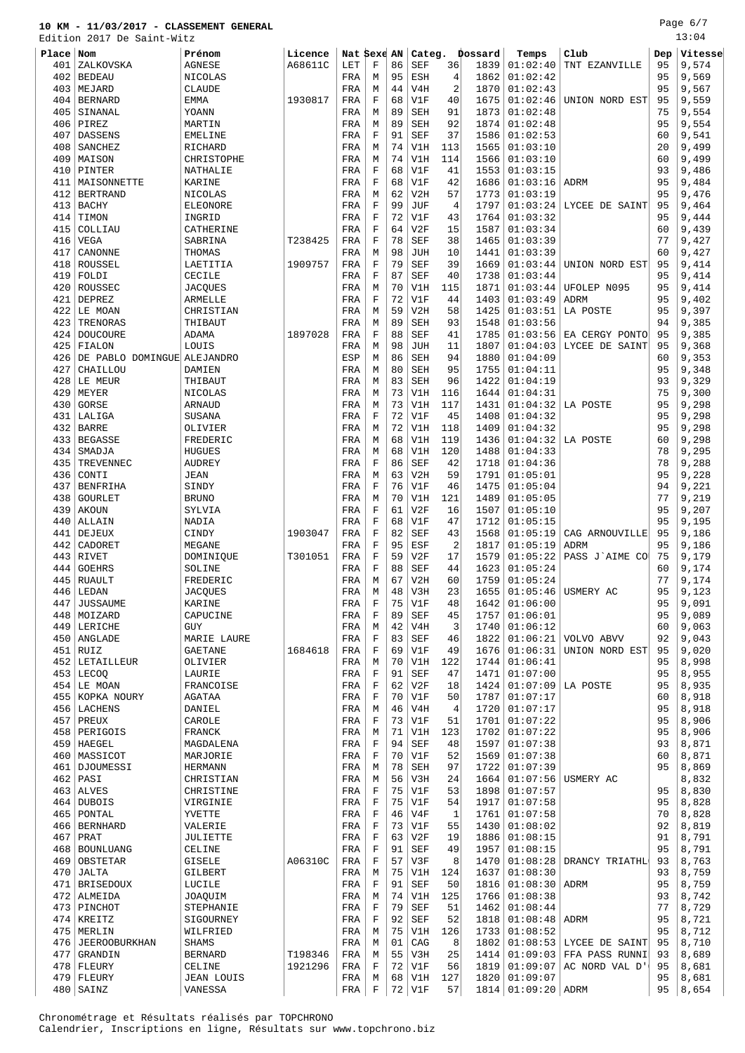# 10 KM - 11/03/2017 - CLASSEMENT GENERAL

Edition 2017 De Saint-Witz

13:04

| Place | Nom | Prénom | Licence | Nat | Sexe | AN | Categ. | | Dossard | Temps | Club | Dep | Vitesse |
|---|---|---|---|---|---|---|---|---|---|---|---|---|---|
| 401 | ZALKOVSKA | AGNESE | A68611C | LET | F | 86 | SEF | 36 | 1839 | 01:02:40 | TNT EZANVILLE | 95 | 9,574 |
| 402 | BEDEAU | NICOLAS | | FRA | M | 95 | ESH | 4 | 1862 | 01:02:42 | | 95 | 9,569 |
| 403 | MEJARD | CLAUDE | | FRA | M | 44 | V4H | 2 | 1870 | 01:02:43 | | 95 | 9,567 |
| 404 | BERNARD | EMMA | 1930817 | FRA | F | 68 | V1F | 40 | 1675 | 01:02:46 | UNION NORD EST | 95 | 9,559 |
| 405 | SINANAL | YOANN | | FRA | M | 89 | SEH | 91 | 1873 | 01:02:48 | | 75 | 9,554 |
| 406 | PIREZ | MARTIN | | FRA | M | 89 | SEH | 92 | 1874 | 01:02:48 | | 95 | 9,554 |
| 407 | DASSENS | EMELINE | | FRA | F | 91 | SEF | 37 | 1586 | 01:02:53 | | 60 | 9,541 |
| 408 | SANCHEZ | RICHARD | | FRA | M | 74 | V1H | 113 | 1565 | 01:03:10 | | 20 | 9,499 |
| 409 | MAISON | CHRISTOPHE | | FRA | M | 74 | V1H | 114 | 1566 | 01:03:10 | | 60 | 9,499 |
| 410 | PINTER | NATHALIE | | FRA | F | 68 | V1F | 41 | 1553 | 01:03:15 | | 93 | 9,486 |
| 411 | MAISONNETTE | KARINE | | FRA | F | 68 | V1F | 42 | 1686 | 01:03:16 | ADRM | 95 | 9,484 |
| 412 | BERTRAND | NICOLAS | | FRA | M | 62 | V2H | 57 | 1773 | 01:03:19 | | 95 | 9,476 |
| 413 | BACHY | ELEONORE | | FRA | F | 99 | JUF | 4 | 1797 | 01:03:24 | LYCEE DE SAINT | 95 | 9,464 |
| 414 | TIMON | INGRID | | FRA | F | 72 | V1F | 43 | 1764 | 01:03:32 | | 95 | 9,444 |
| 415 | COLLIAU | CATHERINE | | FRA | F | 64 | V2F | 15 | 1587 | 01:03:34 | | 60 | 9,439 |
| 416 | VEGA | SABRINA | T238425 | FRA | F | 78 | SEF | 38 | 1465 | 01:03:39 | | 77 | 9,427 |
| 417 | CANONNE | THOMAS | | FRA | M | 98 | JUH | 10 | 1441 | 01:03:39 | | 60 | 9,427 |
| 418 | ROUSSEL | LAETITIA | 1909757 | FRA | F | 79 | SEF | 39 | 1669 | 01:03:44 | UNION NORD EST | 95 | 9,414 |
| 419 | FOLDI | CECILE | | FRA | F | 87 | SEF | 40 | 1738 | 01:03:44 | | 95 | 9,414 |
| 420 | ROUSSEC | JACQUES | | FRA | M | 70 | V1H | 115 | 1871 | 01:03:44 | UFOLEP N095 | 95 | 9,414 |
| 421 | DEPREZ | ARMELLE | | FRA | F | 72 | V1F | 44 | 1403 | 01:03:49 | ADRM | 95 | 9,402 |
| 422 | LE MOAN | CHRISTIAN | | FRA | M | 59 | V2H | 58 | 1425 | 01:03:51 | LA POSTE | 95 | 9,397 |
| 423 | TRENORAS | THIBAUT | | FRA | M | 89 | SEH | 93 | 1548 | 01:03:56 | | 94 | 9,385 |
| 424 | DOUCOURE | ADAMA | 1897028 | FRA | F | 88 | SEF | 41 | 1785 | 01:03:56 | EA CERGY PONTO | 95 | 9,385 |
| 425 | FIALON | LOUIS | | FRA | M | 98 | JUH | 11 | 1807 | 01:04:03 | LYCEE DE SAINT | 95 | 9,368 |
| 426 | DE PABLO DOMINGUE | ALEJANDRO | | ESP | M | 86 | SEH | 94 | 1880 | 01:04:09 | | 60 | 9,353 |
| 427 | CHAILLOU | DAMIEN | | FRA | M | 80 | SEH | 95 | 1755 | 01:04:11 | | 95 | 9,348 |
| 428 | LE MEUR | THIBAUT | | FRA | M | 83 | SEH | 96 | 1422 | 01:04:19 | | 93 | 9,329 |
| 429 | MEYER | NICOLAS | | FRA | M | 73 | V1H | 116 | 1644 | 01:04:31 | | 75 | 9,300 |
| 430 | GORSE | ARNAUD | | FRA | M | 73 | V1H | 117 | 1431 | 01:04:32 | LA POSTE | 95 | 9,298 |
| 431 | LALIGA | SUSANA | | FRA | F | 72 | V1F | 45 | 1408 | 01:04:32 | | 95 | 9,298 |
| 432 | BARRE | OLIVIER | | FRA | M | 72 | V1H | 118 | 1409 | 01:04:32 | | 95 | 9,298 |
| 433 | BEGASSE | FREDERIC | | FRA | M | 68 | V1H | 119 | 1436 | 01:04:32 | LA POSTE | 60 | 9,298 |
| 434 | SMADJA | HUGUES | | FRA | M | 68 | V1H | 120 | 1488 | 01:04:33 | | 78 | 9,295 |
| 435 | TREVENNEC | AUDREY | | FRA | F | 86 | SEF | 42 | 1718 | 01:04:36 | | 78 | 9,288 |
| 436 | CONTI | JEAN | | FRA | M | 63 | V2H | 59 | 1791 | 01:05:01 | | 95 | 9,228 |
| 437 | BENFRIHA | SINDY | | FRA | F | 76 | V1F | 46 | 1475 | 01:05:04 | | 94 | 9,221 |
| 438 | GOURLET | BRUNO | | FRA | M | 70 | V1H | 121 | 1489 | 01:05:05 | | 77 | 9,219 |
| 439 | AKOUN | SYLVIA | | FRA | F | 61 | V2F | 16 | 1507 | 01:05:10 | | 95 | 9,207 |
| 440 | ALLAIN | NADIA | | FRA | F | 68 | V1F | 47 | 1712 | 01:05:15 | | 95 | 9,195 |
| 441 | DEJEUX | CINDY | 1903047 | FRA | F | 82 | SEF | 43 | 1568 | 01:05:19 | CAG ARNOUVILLE | 95 | 9,186 |
| 442 | CADORET | MEGANE | | FRA | F | 95 | ESF | 2 | 1817 | 01:05:19 | ADRM | 95 | 9,186 |
| 443 | RIVET | DOMINIQUE | T301051 | FRA | F | 59 | V2F | 17 | 1579 | 01:05:22 | PASS J`AIME CO | 75 | 9,179 |
| 444 | GOEHRS | SOLINE | | FRA | F | 88 | SEF | 44 | 1623 | 01:05:24 | | 60 | 9,174 |
| 445 | RUAULT | FREDERIC | | FRA | M | 67 | V2H | 60 | 1759 | 01:05:24 | | 77 | 9,174 |
| 446 | LEDAN | JACQUES | | FRA | M | 48 | V3H | 23 | 1655 | 01:05:46 | USMERY AC | 95 | 9,123 |
| 447 | JUSSAUME | KARINE | | FRA | F | 75 | V1F | 48 | 1642 | 01:06:00 | | 95 | 9,091 |
| 448 | MOIZARD | CAPUCINE | | FRA | F | 89 | SEF | 45 | 1757 | 01:06:01 | | 95 | 9,089 |
| 449 | LERICHE | GUY | | FRA | M | 42 | V4H | 3 | 1740 | 01:06:12 | | 60 | 9,063 |
| 450 | ANGLADE | MARIE LAURE | | FRA | F | 83 | SEF | 46 | 1822 | 01:06:21 | VOLVO ABVV | 92 | 9,043 |
| 451 | RUIZ | GAETANE | 1684618 | FRA | F | 69 | V1F | 49 | 1676 | 01:06:31 | UNION NORD EST | 95 | 9,020 |
| 452 | LETAILLEUR | OLIVIER | | FRA | M | 70 | V1H | 122 | 1744 | 01:06:41 | | 95 | 8,998 |
| 453 | LECOQ | LAURIE | | FRA | F | 91 | SEF | 47 | 1471 | 01:07:00 | | 95 | 8,955 |
| 454 | LE MOAN | FRANCOISE | | FRA | F | 62 | V2F | 18 | 1424 | 01:07:09 | LA POSTE | 95 | 8,935 |
| 455 | KOPKA NOURY | AGATAA | | FRA | F | 70 | V1F | 50 | 1787 | 01:07:17 | | 60 | 8,918 |
| 456 | LACHENS | DANIEL | | FRA | M | 46 | V4H | 4 | 1720 | 01:07:17 | | 95 | 8,918 |
| 457 | PREUX | CAROLE | | FRA | F | 73 | V1F | 51 | 1701 | 01:07:22 | | 95 | 8,906 |
| 458 | PERIGOIS | FRANCK | | FRA | M | 71 | V1H | 123 | 1702 | 01:07:22 | | 95 | 8,906 |
| 459 | HAEGEL | MAGDALENA | | FRA | F | 94 | SEF | 48 | 1597 | 01:07:38 | | 93 | 8,871 |
| 460 | MASSICOT | MARJORIE | | FRA | F | 70 | V1F | 52 | 1569 | 01:07:38 | | 60 | 8,871 |
| 461 | DJOUMESSI | HERMANN | | FRA | M | 78 | SEH | 97 | 1722 | 01:07:39 | | 95 | 8,869 |
| 462 | PASI | CHRISTIAN | | FRA | M | 56 | V3H | 24 | 1664 | 01:07:56 | USMERY AC | | 8,832 |
| 463 | ALVES | CHRISTINE | | FRA | F | 75 | V1F | 53 | 1898 | 01:07:57 | | 95 | 8,830 |
| 464 | DUBOIS | VIRGINIE | | FRA | F | 75 | V1F | 54 | 1917 | 01:07:58 | | 95 | 8,828 |
| 465 | PONTAL | YVETTE | | FRA | F | 46 | V4F | 1 | 1761 | 01:07:58 | | 70 | 8,828 |
| 466 | BERNHARD | VALERIE | | FRA | F | 73 | V1F | 55 | 1430 | 01:08:02 | | 92 | 8,819 |
| 467 | PRAT | JULIETTE | | FRA | F | 63 | V2F | 19 | 1886 | 01:08:15 | | 91 | 8,791 |
| 468 | BOUNLUANG | CELINE | | FRA | F | 91 | SEF | 49 | 1957 | 01:08:15 | | 95 | 8,791 |
| 469 | OBSTETAR | GISELE | A06310C | FRA | F | 57 | V3F | 8 | 1470 | 01:08:28 | DRANCY TRIATHL | 93 | 8,763 |
| 470 | JALTA | GILBERT | | FRA | M | 75 | V1H | 124 | 1637 | 01:08:30 | | 93 | 8,759 |
| 471 | BRISEDOUX | LUCILE | | FRA | F | 91 | SEF | 50 | 1816 | 01:08:30 | ADRM | 95 | 8,759 |
| 472 | ALMEIDA | JOAQUIM | | FRA | M | 74 | V1H | 125 | 1766 | 01:08:38 | | 93 | 8,742 |
| 473 | PINCHOT | STEPHANIE | | FRA | F | 79 | SEF | 51 | 1462 | 01:08:44 | | 77 | 8,729 |
| 474 | KREITZ | SIGOURNEY | | FRA | F | 92 | SEF | 52 | 1818 | 01:08:48 | ADRM | 95 | 8,721 |
| 475 | MERLIN | WILFRIED | | FRA | M | 75 | V1H | 126 | 1733 | 01:08:52 | | 95 | 8,712 |
| 476 | JEEROOBURKHAN | SHAMS | | FRA | M | 01 | CAG | 8 | 1802 | 01:08:53 | LYCEE DE SAINT | 95 | 8,710 |
| 477 | GRANDIN | BERNARD | T198346 | FRA | M | 55 | V3H | 25 | 1414 | 01:09:03 | FFA PASS RUNNI | 93 | 8,689 |
| 478 | FLEURY | CELINE | 1921296 | FRA | F | 72 | V1F | 56 | 1819 | 01:09:07 | AC NORD VAL D' | 95 | 8,681 |
| 479 | FLEURY | JEAN LOUIS | | FRA | M | 68 | V1H | 127 | 1820 | 01:09:07 | | 95 | 8,681 |
| 480 | SAINZ | VANESSA | | FRA | F | 72 | V1F | 57 | 1814 | 01:09:20 | ADRM | 95 | 8,654 |

Chronométrage et Résultats réalisés par TOPCHRONO
Calendrier, Inscriptions en ligne, Résultats sur www.topchrono.biz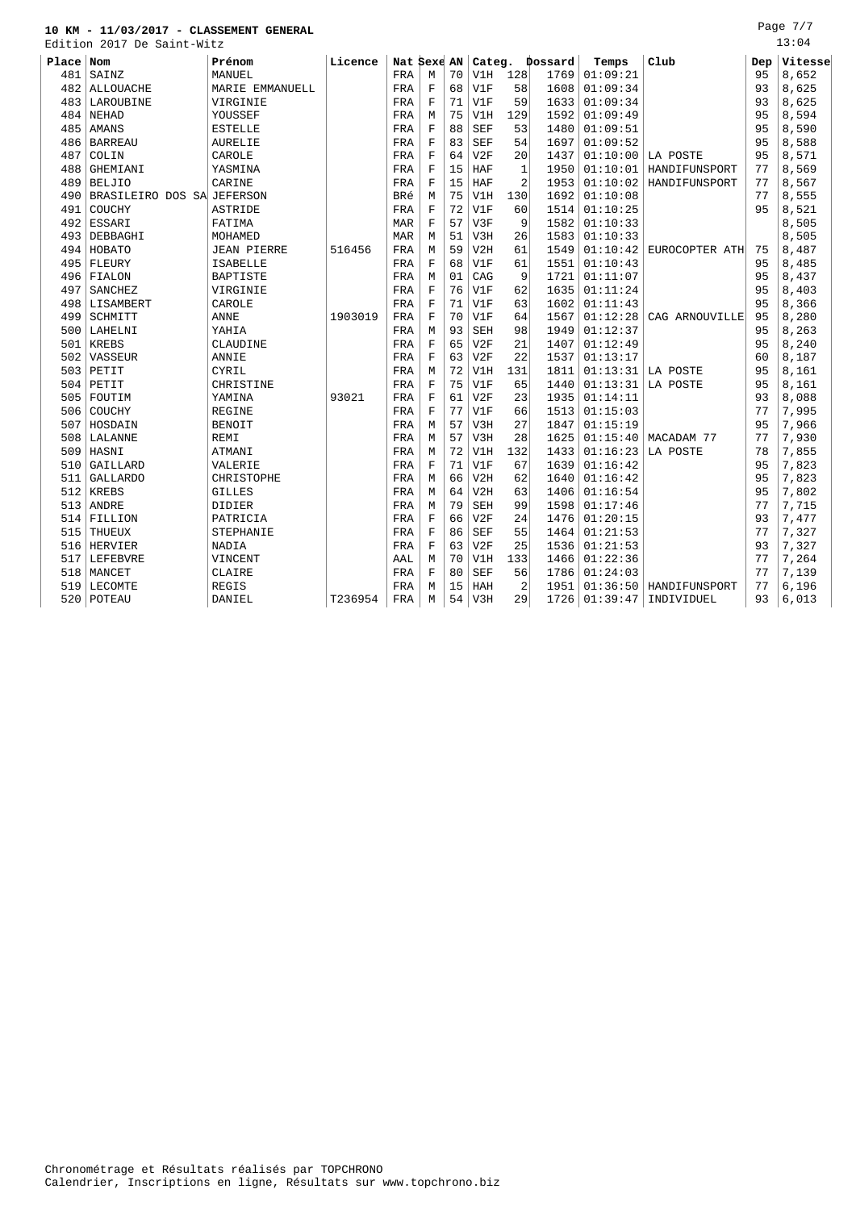**10 KM - 11/03/2017 - CLASSEMENT GENERAL**

Edition 2017 De Saint-Witz

13:04

| Place | Nom | Prénom | Licence | Nat | Sexe | AN | Categ. | | Dossard | Temps | Club | Dep | Vitesse |
|---|---|---|---|---|---|---|---|---|---|---|---|---|---|
| 481 | SAINZ | MANUEL | | FRA | M | 70 | V1H | 128 | 1769 | 01:09:21 | | 95 | 8,652 |
| 482 | ALLOUACHE | MARIE EMMANUELL | | FRA | F | 68 | V1F | 58 | 1608 | 01:09:34 | | 93 | 8,625 |
| 483 | LAROUBINE | VIRGINIE | | FRA | F | 71 | V1F | 59 | 1633 | 01:09:34 | | 93 | 8,625 |
| 484 | NEHAD | YOUSSEF | | FRA | M | 75 | V1H | 129 | 1592 | 01:09:49 | | 95 | 8,594 |
| 485 | AMANS | ESTELLE | | FRA | F | 88 | SEF | 53 | 1480 | 01:09:51 | | 95 | 8,590 |
| 486 | BARREAU | AURELIE | | FRA | F | 83 | SEF | 54 | 1697 | 01:09:52 | | 95 | 8,588 |
| 487 | COLIN | CAROLE | | FRA | F | 64 | V2F | 20 | 1437 | 01:10:00 | LA POSTE | 95 | 8,571 |
| 488 | GHEMIANI | YASMINA | | FRA | F | 15 | HAF | 1 | 1950 | 01:10:01 | HANDIFUNSPORT | 77 | 8,569 |
| 489 | BELJIO | CARINE | | FRA | F | 15 | HAF | 2 | 1953 | 01:10:02 | HANDIFUNSPORT | 77 | 8,567 |
| 490 | BRASILEIRO DOS SA | JEFERSON | | BRé | M | 75 | V1H | 130 | 1692 | 01:10:08 | | 77 | 8,555 |
| 491 | COUCHY | ASTRIDE | | FRA | F | 72 | V1F | 60 | 1514 | 01:10:25 | | 95 | 8,521 |
| 492 | ESSARI | FATIMA | | MAR | F | 57 | V3F | 9 | 1582 | 01:10:33 | | | 8,505 |
| 493 | DEBBAGHI | MOHAMED | | MAR | M | 51 | V3H | 26 | 1583 | 01:10:33 | | | 8,505 |
| 494 | HOBATO | JEAN PIERRE | 516456 | FRA | M | 59 | V2H | 61 | 1549 | 01:10:42 | EUROCOPTER ATH | 75 | 8,487 |
| 495 | FLEURY | ISABELLE | | FRA | F | 68 | V1F | 61 | 1551 | 01:10:43 | | 95 | 8,485 |
| 496 | FIALON | BAPTISTE | | FRA | M | 01 | CAG | 9 | 1721 | 01:11:07 | | 95 | 8,437 |
| 497 | SANCHEZ | VIRGINIE | | FRA | F | 76 | V1F | 62 | 1635 | 01:11:24 | | 95 | 8,403 |
| 498 | LISAMBERT | CAROLE | | FRA | F | 71 | V1F | 63 | 1602 | 01:11:43 | | 95 | 8,366 |
| 499 | SCHMITT | ANNE | 1903019 | FRA | F | 70 | V1F | 64 | 1567 | 01:12:28 | CAG ARNOUVILLE | 95 | 8,280 |
| 500 | LAHELNI | YAHIA | | FRA | M | 93 | SEH | 98 | 1949 | 01:12:37 | | 95 | 8,263 |
| 501 | KREBS | CLAUDINE | | FRA | F | 65 | V2F | 21 | 1407 | 01:12:49 | | 95 | 8,240 |
| 502 | VASSEUR | ANNIE | | FRA | F | 63 | V2F | 22 | 1537 | 01:13:17 | | 60 | 8,187 |
| 503 | PETIT | CYRIL | | FRA | M | 72 | V1H | 131 | 1811 | 01:13:31 | LA POSTE | 95 | 8,161 |
| 504 | PETIT | CHRISTINE | | FRA | F | 75 | V1F | 65 | 1440 | 01:13:31 | LA POSTE | 95 | 8,161 |
| 505 | FOUTIM | YAMINA | 93021 | FRA | F | 61 | V2F | 23 | 1935 | 01:14:11 | | 93 | 8,088 |
| 506 | COUCHY | REGINE | | FRA | F | 77 | V1F | 66 | 1513 | 01:15:03 | | 77 | 7,995 |
| 507 | HOSDAIN | BENOIT | | FRA | M | 57 | V3H | 27 | 1847 | 01:15:19 | | 95 | 7,966 |
| 508 | LALANNE | REMI | | FRA | M | 57 | V3H | 28 | 1625 | 01:15:40 | MACADAM 77 | 77 | 7,930 |
| 509 | HASNI | ATMANI | | FRA | M | 72 | V1H | 132 | 1433 | 01:16:23 | LA POSTE | 78 | 7,855 |
| 510 | GAILLARD | VALERIE | | FRA | F | 71 | V1F | 67 | 1639 | 01:16:42 | | 95 | 7,823 |
| 511 | GALLARDO | CHRISTOPHE | | FRA | M | 66 | V2H | 62 | 1640 | 01:16:42 | | 95 | 7,823 |
| 512 | KREBS | GILLES | | FRA | M | 64 | V2H | 63 | 1406 | 01:16:54 | | 95 | 7,802 |
| 513 | ANDRE | DIDIER | | FRA | M | 79 | SEH | 99 | 1598 | 01:17:46 | | 77 | 7,715 |
| 514 | FILLION | PATRICIA | | FRA | F | 66 | V2F | 24 | 1476 | 01:20:15 | | 93 | 7,477 |
| 515 | THUEUX | STEPHANIE | | FRA | F | 86 | SEF | 55 | 1464 | 01:21:53 | | 77 | 7,327 |
| 516 | HERVIER | NADIA | | FRA | F | 63 | V2F | 25 | 1536 | 01:21:53 | | 93 | 7,327 |
| 517 | LEFEBVRE | VINCENT | | AAL | M | 70 | V1H | 133 | 1466 | 01:22:36 | | 77 | 7,264 |
| 518 | MANCET | CLAIRE | | FRA | F | 80 | SEF | 56 | 1786 | 01:24:03 | | 77 | 7,139 |
| 519 | LECOMTE | REGIS | | FRA | M | 15 | HAH | 2 | 1951 | 01:36:50 | HANDIFUNSPORT | 77 | 6,196 |
| 520 | POTEAU | DANIEL | T236954 | FRA | M | 54 | V3H | 29 | 1726 | 01:39:47 | INDIVIDUEL | 93 | 6,013 |

Chronométrage et Résultats réalisés par TOPCHRONO
Calendrier, Inscriptions en ligne, Résultats sur www.topchrono.biz